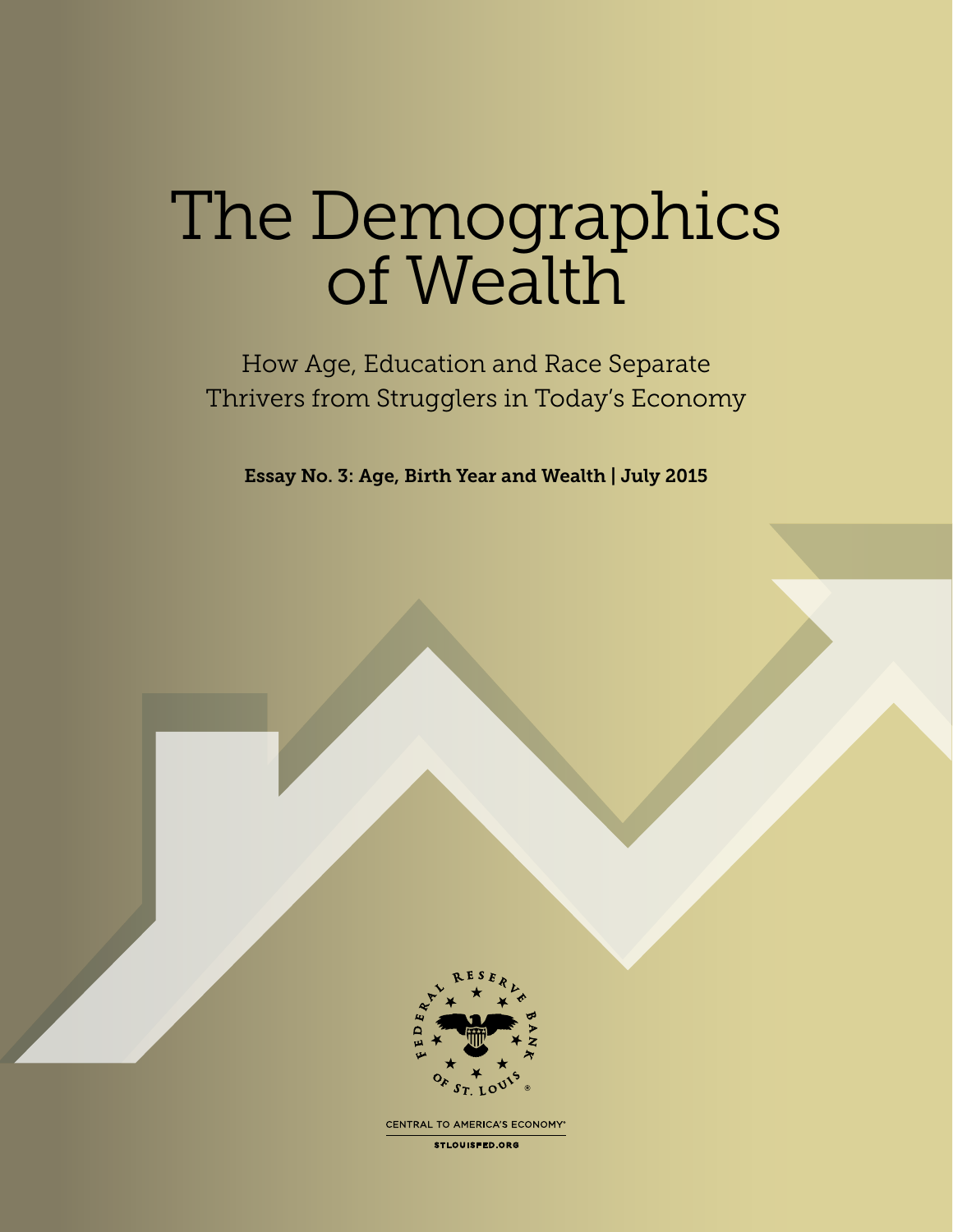# The Demographics of Wealth

How Age, Education and Race Separate Thrivers from Strugglers in Today's Economy

**Essay No. 3: Age, Birth Year and Wealth | July 2015**

FEDERAL RESERVE BANK OF ST. LOUIS

CENTRAL TO AMERICA'S ECONOMY®

STLOUISFED.ORG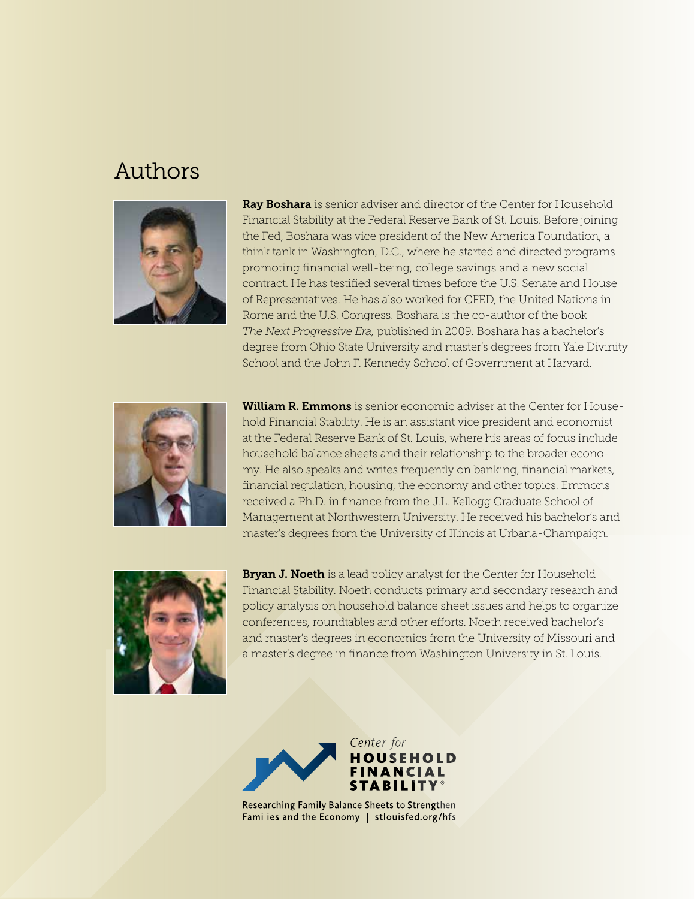# Authors

**Ray Boshara** is senior adviser and director of the Center for Household Financial Stability at the Federal Reserve Bank of St. Louis. Before joining the Fed, Boshara was vice president of the New America Foundation, a think tank in Washington, D.C., where he started and directed programs promoting financial well-being, college savings and a new social contract. He has testified several times before the U.S. Senate and House of Representatives. He has also worked for CFED, the United Nations in Rome and the U.S. Congress. Boshara is the co-author of the book *The Next Progressive Era,* published in 2009. Boshara has a bachelor's degree from Ohio State University and master's degrees from Yale Divinity School and the John F. Kennedy School of Government at Harvard.

**William R. Emmons** is senior economic adviser at the Center for Household Financial Stability. He is an assistant vice president and economist at the Federal Reserve Bank of St. Louis, where his areas of focus include household balance sheets and their relationship to the broader economy. He also speaks and writes frequently on banking, financial markets, financial regulation, housing, the economy and other topics. Emmons received a Ph.D. in finance from the J.L. Kellogg Graduate School of Management at Northwestern University. He received his bachelor's and master's degrees from the University of Illinois at Urbana-Champaign.

**Bryan J. Noeth** is a lead policy analyst for the Center for Household Financial Stability. Noeth conducts primary and secondary research and policy analysis on household balance sheet issues and helps to organize conferences, roundtables and other efforts. Noeth received bachelor's and master's degrees in economics from the University of Missouri and a master's degree in finance from Washington University in St. Louis.

Center for HOUSEHOLD FINANCIAL STABILITY®

Researching Family Balance Sheets to Strengthen Families and the Economy | stlouisfed.org/hfs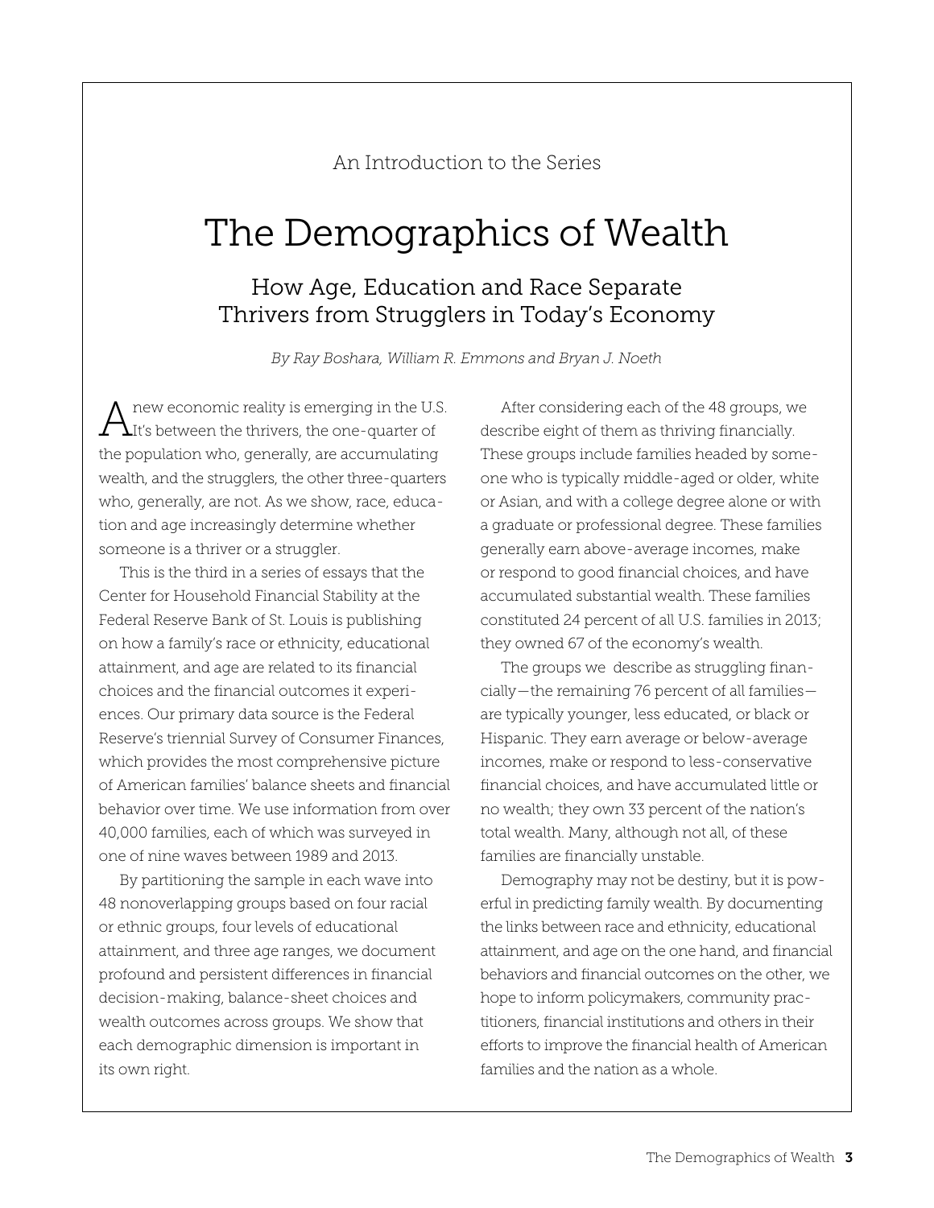An Introduction to the Series

# The Demographics of Wealth

## How Age, Education and Race Separate Thrivers from Strugglers in Today's Economy

*By Ray Boshara, William R. Emmons and Bryan J. Noeth*

A new economic reality is emerging in the U.S. It's between the thrivers, the one-quarter of the population who, generally, are accumulating wealth, and the strugglers, the other three-quarters who, generally, are not. As we show, race, education and age increasingly determine whether someone is a thriver or a struggler.

This is the third in a series of essays that the Center for Household Financial Stability at the Federal Reserve Bank of St. Louis is publishing on how a family's race or ethnicity, educational attainment, and age are related to its financial choices and the financial outcomes it experiences. Our primary data source is the Federal Reserve's triennial Survey of Consumer Finances, which provides the most comprehensive picture of American families' balance sheets and financial behavior over time. We use information from over 40,000 families, each of which was surveyed in one of nine waves between 1989 and 2013.

By partitioning the sample in each wave into 48 nonoverlapping groups based on four racial or ethnic groups, four levels of educational attainment, and three age ranges, we document profound and persistent differences in financial decision-making, balance-sheet choices and wealth outcomes across groups. We show that each demographic dimension is important in its own right.

After considering each of the 48 groups, we describe eight of them as thriving financially. These groups include families headed by someone who is typically middle-aged or older, white or Asian, and with a college degree alone or with a graduate or professional degree. These families generally earn above-average incomes, make or respond to good financial choices, and have accumulated substantial wealth. These families constituted 24 percent of all U.S. families in 2013; they owned 67 of the economy's wealth.

The groups we describe as struggling financially—the remaining 76 percent of all families—are typically younger, less educated, or black or Hispanic. They earn average or below-average incomes, make or respond to less-conservative financial choices, and have accumulated little or no wealth; they own 33 percent of the nation's total wealth. Many, although not all, of these families are financially unstable.

Demography may not be destiny, but it is powerful in predicting family wealth. By documenting the links between race and ethnicity, educational attainment, and age on the one hand, and financial behaviors and financial outcomes on the other, we hope to inform policymakers, community practitioners, financial institutions and others in their efforts to improve the financial health of American families and the nation as a whole.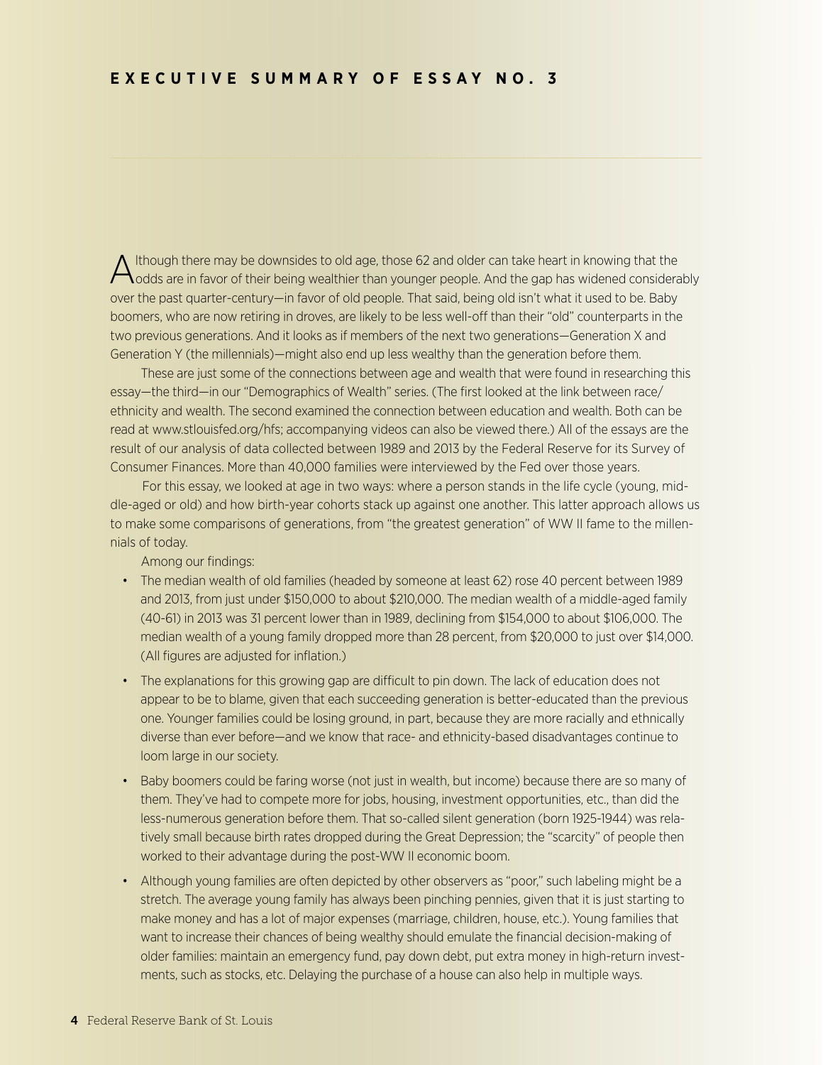# EXECUTIVE SUMMARY OF ESSAY NO. 3

Although there may be downsides to old age, those 62 and older can take heart in knowing that the odds are in favor of their being wealthier than younger people. And the gap has widened considerably over the past quarter-century—in favor of old people. That said, being old isn't what it used to be. Baby boomers, who are now retiring in droves, are likely to be less well-off than their "old" counterparts in the two previous generations. And it looks as if members of the next two generations—Generation X and Generation Y (the millennials)—might also end up less wealthy than the generation before them.

These are just some of the connections between age and wealth that were found in researching this essay—the third—in our "Demographics of Wealth" series. (The first looked at the link between race/ethnicity and wealth. The second examined the connection between education and wealth. Both can be read at www.stlouisfed.org/hfs; accompanying videos can also be viewed there.) All of the essays are the result of our analysis of data collected between 1989 and 2013 by the Federal Reserve for its Survey of Consumer Finances. More than 40,000 families were interviewed by the Fed over those years.

For this essay, we looked at age in two ways: where a person stands in the life cycle (young, middle-aged or old) and how birth-year cohorts stack up against one another. This latter approach allows us to make some comparisons of generations, from "the greatest generation" of WW II fame to the millennials of today.

Among our findings:

- The median wealth of old families (headed by someone at least 62) rose 40 percent between 1989 and 2013, from just under $150,000 to about $210,000. The median wealth of a middle-aged family (40-61) in 2013 was 31 percent lower than in 1989, declining from $154,000 to about $106,000. The median wealth of a young family dropped more than 28 percent, from $20,000 to just over $14,000. (All figures are adjusted for inflation.)
- The explanations for this growing gap are difficult to pin down. The lack of education does not appear to be to blame, given that each succeeding generation is better-educated than the previous one. Younger families could be losing ground, in part, because they are more racially and ethnically diverse than ever before—and we know that race- and ethnicity-based disadvantages continue to loom large in our society.
- Baby boomers could be faring worse (not just in wealth, but income) because there are so many of them. They've had to compete more for jobs, housing, investment opportunities, etc., than did the less-numerous generation before them. That so-called silent generation (born 1925-1944) was relatively small because birth rates dropped during the Great Depression; the "scarcity" of people then worked to their advantage during the post-WW II economic boom.
- Although young families are often depicted by other observers as "poor," such labeling might be a stretch. The average young family has always been pinching pennies, given that it is just starting to make money and has a lot of major expenses (marriage, children, house, etc.). Young families that want to increase their chances of being wealthy should emulate the financial decision-making of older families: maintain an emergency fund, pay down debt, put extra money in high-return investments, such as stocks, etc. Delaying the purchase of a house can also help in multiple ways.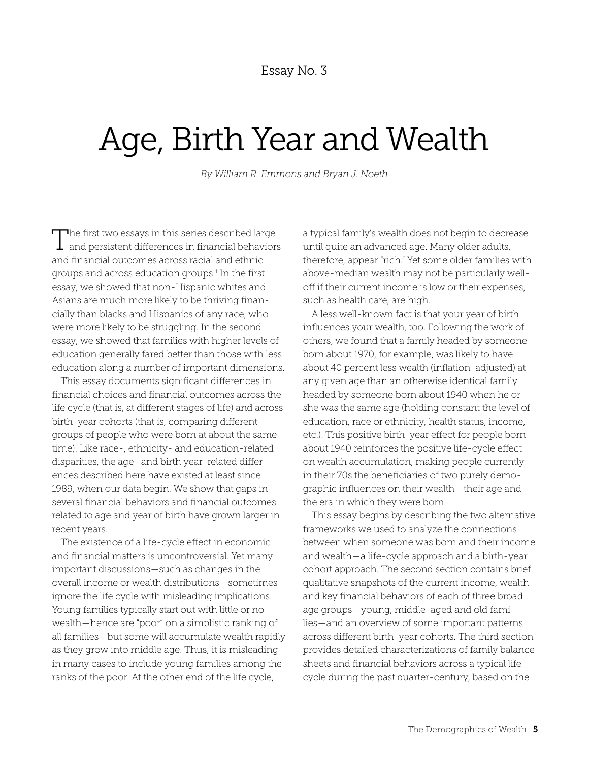Essay No. 3

# Age, Birth Year and Wealth

*By William R. Emmons and Bryan J. Noeth*

The first two essays in this series described large and persistent differences in financial behaviors and financial outcomes across racial and ethnic groups and across education groups.[1] In the first essay, we showed that non-Hispanic whites and Asians are much more likely to be thriving financially than blacks and Hispanics of any race, who were more likely to be struggling. In the second essay, we showed that families with higher levels of education generally fared better than those with less education along a number of important dimensions.

This essay documents significant differences in financial choices and financial outcomes across the life cycle (that is, at different stages of life) and across birth-year cohorts (that is, comparing different groups of people who were born at about the same time). Like race-, ethnicity- and education-related disparities, the age- and birth year-related differences described here have existed at least since 1989, when our data begin. We show that gaps in several financial behaviors and financial outcomes related to age and year of birth have grown larger in recent years.

The existence of a life-cycle effect in economic and financial matters is uncontroversial. Yet many important discussions—such as changes in the overall income or wealth distributions—sometimes ignore the life cycle with misleading implications. Young families typically start out with little or no wealth—hence are "poor" on a simplistic ranking of all families—but some will accumulate wealth rapidly as they grow into middle age. Thus, it is misleading in many cases to include young families among the ranks of the poor. At the other end of the life cycle, a typical family's wealth does not begin to decrease until quite an advanced age. Many older adults, therefore, appear "rich." Yet some older families with above-median wealth may not be particularly well-off if their current income is low or their expenses, such as health care, are high.

A less well-known fact is that your year of birth influences your wealth, too. Following the work of others, we found that a family headed by someone born about 1970, for example, was likely to have about 40 percent less wealth (inflation-adjusted) at any given age than an otherwise identical family headed by someone born about 1940 when he or she was the same age (holding constant the level of education, race or ethnicity, health status, income, etc.). This positive birth-year effect for people born about 1940 reinforces the positive life-cycle effect on wealth accumulation, making people currently in their 70s the beneficiaries of two purely demographic influences on their wealth—their age and the era in which they were born.

This essay begins by describing the two alternative frameworks we used to analyze the connections between when someone was born and their income and wealth—a life-cycle approach and a birth-year cohort approach. The second section contains brief qualitative snapshots of the current income, wealth and key financial behaviors of each of three broad age groups—young, middle-aged and old families—and an overview of some important patterns across different birth-year cohorts. The third section provides detailed characterizations of family balance sheets and financial behaviors across a typical life cycle during the past quarter-century, based on the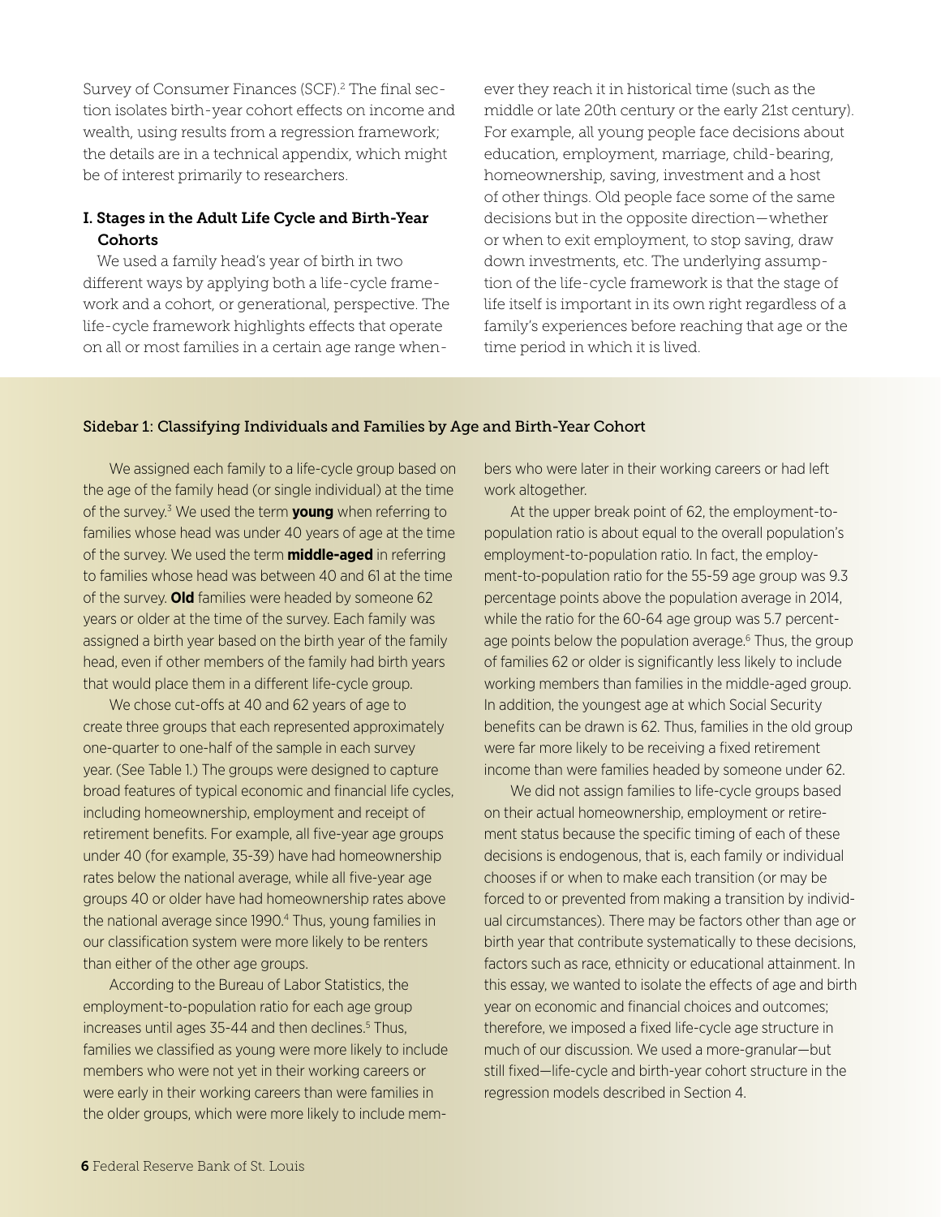Survey of Consumer Finances (SCF).[2] The final section isolates birth-year cohort effects on income and wealth, using results from a regression framework; the details are in a technical appendix, which might be of interest primarily to researchers.

## I. Stages in the Adult Life Cycle and Birth-Year Cohorts

We used a family head's year of birth in two different ways by applying both a life-cycle framework and a cohort, or generational, perspective. The life-cycle framework highlights effects that operate on all or most families in a certain age range whenever they reach it in historical time (such as the middle or late 20th century or the early 21st century). For example, all young people face decisions about education, employment, marriage, child-bearing, homeownership, saving, investment and a host of other things. Old people face some of the same decisions but in the opposite direction—whether or when to exit employment, to stop saving, draw down investments, etc. The underlying assumption of the life-cycle framework is that the stage of life itself is important in its own right regardless of a family's experiences before reaching that age or the time period in which it is lived.

### Sidebar 1: Classifying Individuals and Families by Age and Birth-Year Cohort

We assigned each family to a life-cycle group based on the age of the family head (or single individual) at the time of the survey.[3] We used the term **young** when referring to families whose head was under 40 years of age at the time of the survey. We used the term **middle-aged** in referring to families whose head was between 40 and 61 at the time of the survey. **Old** families were headed by someone 62 years or older at the time of the survey. Each family was assigned a birth year based on the birth year of the family head, even if other members of the family had birth years that would place them in a different life-cycle group.

We chose cut-offs at 40 and 62 years of age to create three groups that each represented approximately one-quarter to one-half of the sample in each survey year. (See Table 1.) The groups were designed to capture broad features of typical economic and financial life cycles, including homeownership, employment and receipt of retirement benefits. For example, all five-year age groups under 40 (for example, 35-39) have had homeownership rates below the national average, while all five-year age groups 40 or older have had homeownership rates above the national average since 1990.[4] Thus, young families in our classification system were more likely to be renters than either of the other age groups.

According to the Bureau of Labor Statistics, the employment-to-population ratio for each age group increases until ages 35-44 and then declines.[5] Thus, families we classified as young were more likely to include members who were not yet in their working careers or were early in their working careers than were families in the older groups, which were more likely to include members who were later in their working careers or had left work altogether.

At the upper break point of 62, the employment-to-population ratio is about equal to the overall population's employment-to-population ratio. In fact, the employment-to-population ratio for the 55-59 age group was 9.3 percentage points above the population average in 2014, while the ratio for the 60-64 age group was 5.7 percentage points below the population average.[6] Thus, the group of families 62 or older is significantly less likely to include working members than families in the middle-aged group. In addition, the youngest age at which Social Security benefits can be drawn is 62. Thus, families in the old group were far more likely to be receiving a fixed retirement income than were families headed by someone under 62.

We did not assign families to life-cycle groups based on their actual homeownership, employment or retirement status because the specific timing of each of these decisions is endogenous, that is, each family or individual chooses if or when to make each transition (or may be forced to or prevented from making a transition by individual circumstances). There may be factors other than age or birth year that contribute systematically to these decisions, factors such as race, ethnicity or educational attainment. In this essay, we wanted to isolate the effects of age and birth year on economic and financial choices and outcomes; therefore, we imposed a fixed life-cycle age structure in much of our discussion. We used a more-granular—but still fixed—life-cycle and birth-year cohort structure in the regression models described in Section 4.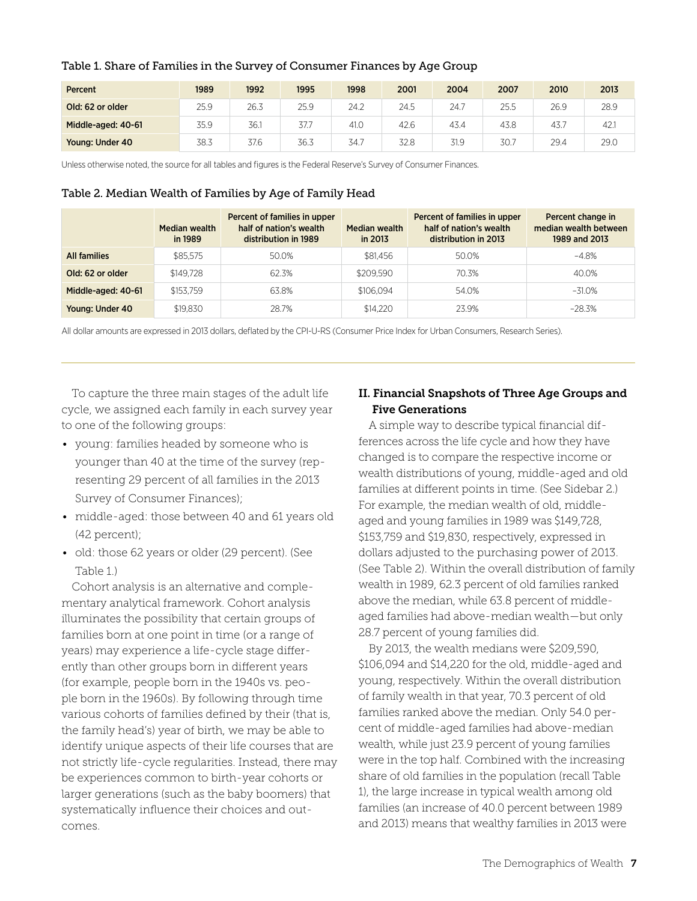Table 1. Share of Families in the Survey of Consumer Finances by Age Group

| Percent | 1989 | 1992 | 1995 | 1998 | 2001 | 2004 | 2007 | 2010 | 2013 |
|---|---|---|---|---|---|---|---|---|---|
| Old: 62 or older | 25.9 | 26.3 | 25.9 | 24.2 | 24.5 | 24.7 | 25.5 | 26.9 | 28.9 |
| Middle-aged: 40-61 | 35.9 | 36.1 | 37.7 | 41.0 | 42.6 | 43.4 | 43.8 | 43.7 | 42.1 |
| Young: Under 40 | 38.3 | 37.6 | 36.3 | 34.7 | 32.8 | 31.9 | 30.7 | 29.4 | 29.0 |

Unless otherwise noted, the source for all tables and figures is the Federal Reserve's Survey of Consumer Finances.

Table 2. Median Wealth of Families by Age of Family Head

| | Median wealth in 1989 | Percent of families in upper half of nation's wealth distribution in 1989 | Median wealth in 2013 | Percent of families in upper half of nation's wealth distribution in 2013 | Percent change in median wealth between 1989 and 2013 |
|---|---|---|---|---|---|
| All families | $85,575 | 50.0% | $81,456 | 50.0% | −4.8% |
| Old: 62 or older | $149,728 | 62.3% | $209,590 | 70.3% | 40.0% |
| Middle-aged: 40-61 | $153,759 | 63.8% | $106,094 | 54.0% | −31.0% |
| Young: Under 40 | $19,830 | 28.7% | $14,220 | 23.9% | −28.3% |

All dollar amounts are expressed in 2013 dollars, deflated by the CPI-U-RS (Consumer Price Index for Urban Consumers, Research Series).

To capture the three main stages of the adult life cycle, we assigned each family in each survey year to one of the following groups:

- young: families headed by someone who is younger than 40 at the time of the survey (representing 29 percent of all families in the 2013 Survey of Consumer Finances);
- middle-aged: those between 40 and 61 years old (42 percent);
- old: those 62 years or older (29 percent). (See Table 1.)

Cohort analysis is an alternative and complementary analytical framework. Cohort analysis illuminates the possibility that certain groups of families born at one point in time (or a range of years) may experience a life-cycle stage differently than other groups born in different years (for example, people born in the 1940s vs. people born in the 1960s). By following through time various cohorts of families defined by their (that is, the family head's) year of birth, we may be able to identify unique aspects of their life courses that are not strictly life-cycle regularities. Instead, there may be experiences common to birth-year cohorts or larger generations (such as the baby boomers) that systematically influence their choices and outcomes.

## II. Financial Snapshots of Three Age Groups and Five Generations

A simple way to describe typical financial differences across the life cycle and how they have changed is to compare the respective income or wealth distributions of young, middle-aged and old families at different points in time. (See Sidebar 2.) For example, the median wealth of old, middle-aged and young families in 1989 was $149,728, $153,759 and $19,830, respectively, expressed in dollars adjusted to the purchasing power of 2013. (See Table 2). Within the overall distribution of family wealth in 1989, 62.3 percent of old families ranked above the median, while 63.8 percent of middle-aged families had above-median wealth—but only 28.7 percent of young families did.

By 2013, the wealth medians were $209,590, $106,094 and $14,220 for the old, middle-aged and young, respectively. Within the overall distribution of family wealth in that year, 70.3 percent of old families ranked above the median. Only 54.0 percent of middle-aged families had above-median wealth, while just 23.9 percent of young families were in the top half. Combined with the increasing share of old families in the population (recall Table 1), the large increase in typical wealth among old families (an increase of 40.0 percent between 1989 and 2013) means that wealthy families in 2013 were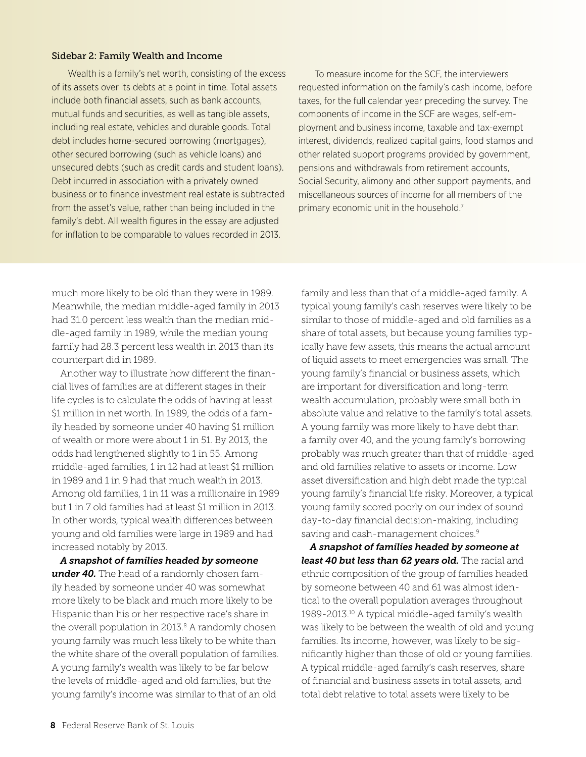### Sidebar 2: Family Wealth and Income

Wealth is a family's net worth, consisting of the excess of its assets over its debts at a point in time. Total assets include both financial assets, such as bank accounts, mutual funds and securities, as well as tangible assets, including real estate, vehicles and durable goods. Total debt includes home-secured borrowing (mortgages), other secured borrowing (such as vehicle loans) and unsecured debts (such as credit cards and student loans). Debt incurred in association with a privately owned business or to finance investment real estate is subtracted from the asset's value, rather than being included in the family's debt. All wealth figures in the essay are adjusted for inflation to be comparable to values recorded in 2013.

To measure income for the SCF, the interviewers requested information on the family's cash income, before taxes, for the full calendar year preceding the survey. The components of income in the SCF are wages, self-employment and business income, taxable and tax-exempt interest, dividends, realized capital gains, food stamps and other related support programs provided by government, pensions and withdrawals from retirement accounts, Social Security, alimony and other support payments, and miscellaneous sources of income for all members of the primary economic unit in the household.[7]

much more likely to be old than they were in 1989. Meanwhile, the median middle-aged family in 2013 had 31.0 percent less wealth than the median middle-aged family in 1989, while the median young family had 28.3 percent less wealth in 2013 than its counterpart did in 1989.

Another way to illustrate how different the financial lives of families are at different stages in their life cycles is to calculate the odds of having at least $1 million in net worth. In 1989, the odds of a family headed by someone under 40 having $1 million of wealth or more were about 1 in 51. By 2013, the odds had lengthened slightly to 1 in 55. Among middle-aged families, 1 in 12 had at least $1 million in 1989 and 1 in 9 had that much wealth in 2013. Among old families, 1 in 11 was a millionaire in 1989 but 1 in 7 old families had at least $1 million in 2013. In other words, typical wealth differences between young and old families were large in 1989 and had increased notably by 2013.

***A snapshot of families headed by someone under 40.*** The head of a randomly chosen family headed by someone under 40 was somewhat more likely to be black and much more likely to be Hispanic than his or her respective race's share in the overall population in 2013.[8] A randomly chosen young family was much less likely to be white than the white share of the overall population of families. A young family's wealth was likely to be far below the levels of middle-aged and old families, but the young family's income was similar to that of an old family and less than that of a middle-aged family. A typical young family's cash reserves were likely to be similar to those of middle-aged and old families as a share of total assets, but because young families typically have few assets, this means the actual amount of liquid assets to meet emergencies was small. The young family's financial or business assets, which are important for diversification and long-term wealth accumulation, probably were small both in absolute value and relative to the family's total assets. A young family was more likely to have debt than a family over 40, and the young family's borrowing probably was much greater than that of middle-aged and old families relative to assets or income. Low asset diversification and high debt made the typical young family's financial life risky. Moreover, a typical young family scored poorly on our index of sound day-to-day financial decision-making, including saving and cash-management choices.[9]

***A snapshot of families headed by someone at least 40 but less than 62 years old.*** The racial and ethnic composition of the group of families headed by someone between 40 and 61 was almost identical to the overall population averages throughout 1989-2013.[10] A typical middle-aged family's wealth was likely to be between the wealth of old and young families. Its income, however, was likely to be significantly higher than those of old or young families. A typical middle-aged family's cash reserves, share of financial and business assets in total assets, and total debt relative to total assets were likely to be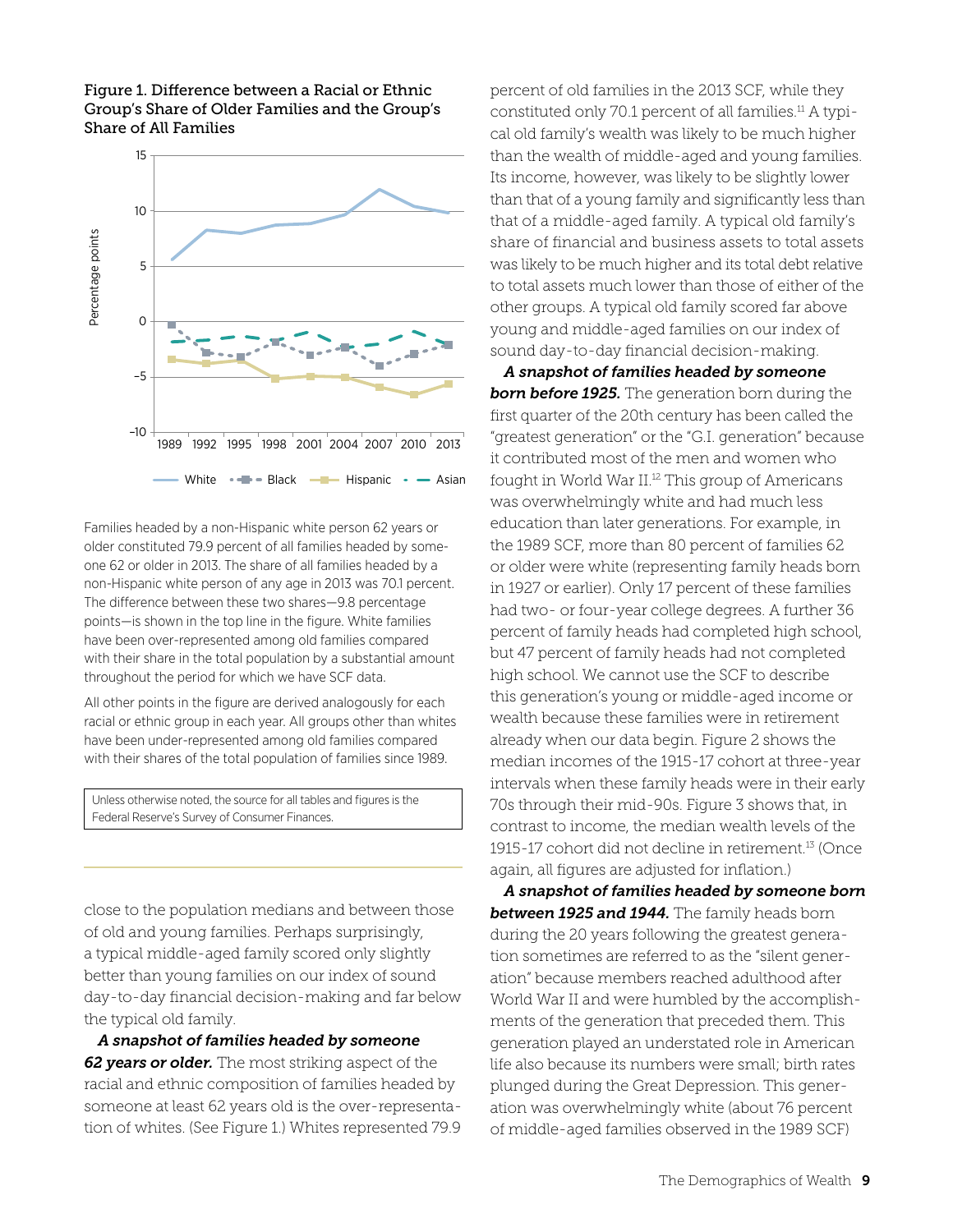**Figure 1. Difference between a Racial or Ethnic Group's Share of Older Families and the Group's Share of All Families**

Families headed by a non-Hispanic white person 62 years or older constituted 79.9 percent of all families headed by someone 62 or older in 2013. The share of all families headed by a non-Hispanic white person of any age in 2013 was 70.1 percent. The difference between these two shares—9.8 percentage points—is shown in the top line in the figure. White families have been over-represented among old families compared with their share in the total population by a substantial amount throughout the period for which we have SCF data.

All other points in the figure are derived analogously for each racial or ethnic group in each year. All groups other than whites have been under-represented among old families compared with their shares of the total population of families since 1989.

Unless otherwise noted, the source for all tables and figures is the Federal Reserve's Survey of Consumer Finances.

close to the population medians and between those of old and young families. Perhaps surprisingly, a typical middle-aged family scored only slightly better than young families on our index of sound day-to-day financial decision-making and far below the typical old family.

***A snapshot of families headed by someone 62 years or older.*** The most striking aspect of the racial and ethnic composition of families headed by someone at least 62 years old is the over-representation of whites. (See Figure 1.) Whites represented 79.9 percent of old families in the 2013 SCF, while they constituted only 70.1 percent of all families.[11] A typical old family's wealth was likely to be much higher than the wealth of middle-aged and young families. Its income, however, was likely to be slightly lower than that of a young family and significantly less than that of a middle-aged family. A typical old family's share of financial and business assets to total assets was likely to be much higher and its total debt relative to total assets much lower than those of either of the other groups. A typical old family scored far above young and middle-aged families on our index of sound day-to-day financial decision-making.

***A snapshot of families headed by someone born before 1925.*** The generation born during the first quarter of the 20th century has been called the "greatest generation" or the "G.I. generation" because it contributed most of the men and women who fought in World War II.[12] This group of Americans was overwhelmingly white and had much less education than later generations. For example, in the 1989 SCF, more than 80 percent of families 62 or older were white (representing family heads born in 1927 or earlier). Only 17 percent of these families had two- or four-year college degrees. A further 36 percent of family heads had completed high school, but 47 percent of family heads had not completed high school. We cannot use the SCF to describe this generation's young or middle-aged income or wealth because these families were in retirement already when our data begin. Figure 2 shows the median incomes of the 1915-17 cohort at three-year intervals when these family heads were in their early 70s through their mid-90s. Figure 3 shows that, in contrast to income, the median wealth levels of the 1915-17 cohort did not decline in retirement.[13] (Once again, all figures are adjusted for inflation.)

***A snapshot of families headed by someone born between 1925 and 1944.*** The family heads born during the 20 years following the greatest generation sometimes are referred to as the "silent generation" because members reached adulthood after World War II and were humbled by the accomplishments of the generation that preceded them. This generation played an understated role in American life also because its numbers were small; birth rates plunged during the Great Depression. This generation was overwhelmingly white (about 76 percent of middle-aged families observed in the 1989 SCF)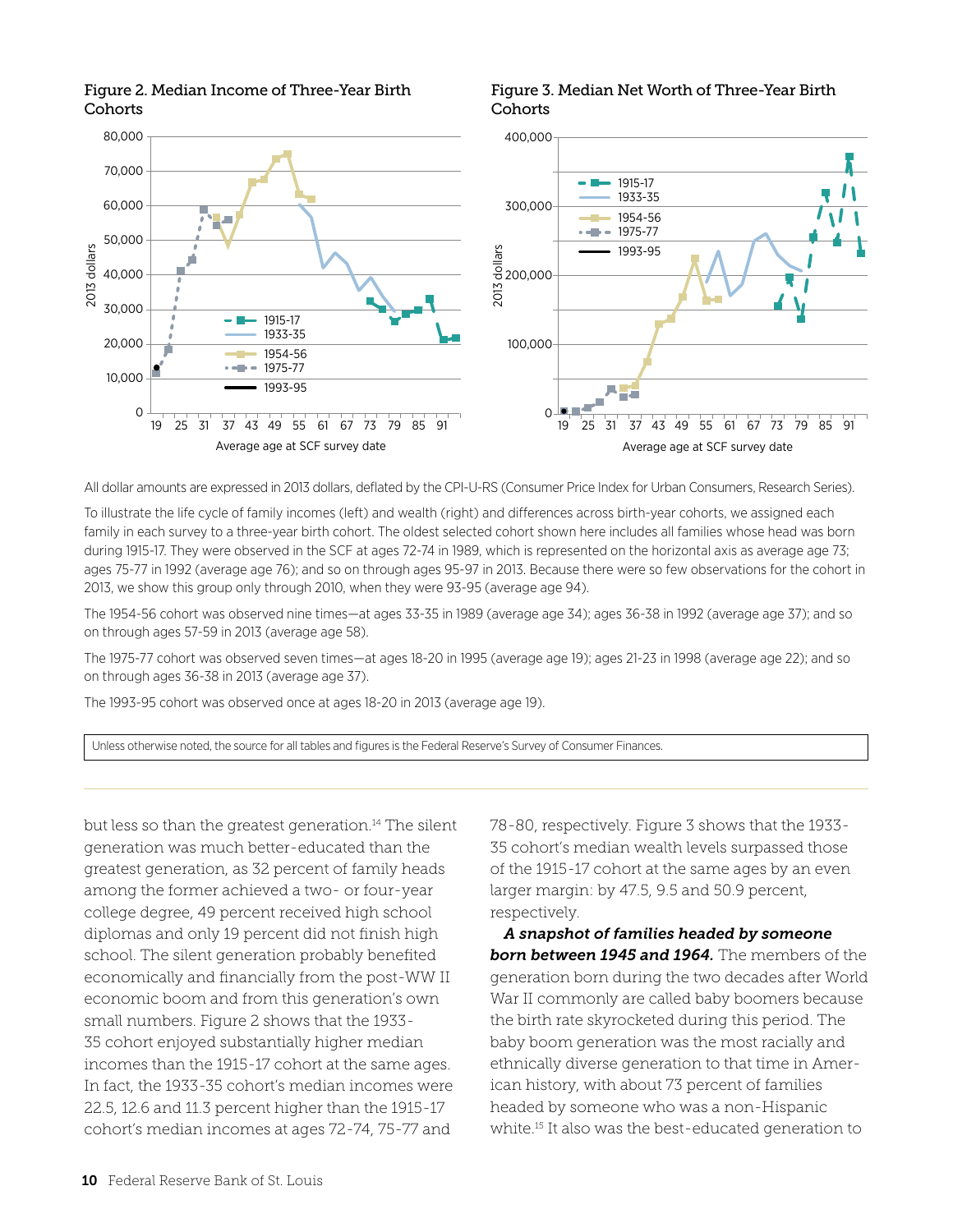**Figure 2. Median Income of Three-Year Birth Cohorts**

**Figure 3. Median Net Worth of Three-Year Birth Cohorts**

All dollar amounts are expressed in 2013 dollars, deflated by the CPI-U-RS (Consumer Price Index for Urban Consumers, Research Series).

To illustrate the life cycle of family incomes (left) and wealth (right) and differences across birth-year cohorts, we assigned each family in each survey to a three-year birth cohort. The oldest selected cohort shown here includes all families whose head was born during 1915-17. They were observed in the SCF at ages 72-74 in 1989, which is represented on the horizontal axis as average age 73; ages 75-77 in 1992 (average age 76); and so on through ages 95-97 in 2013. Because there were so few observations for the cohort in 2013, we show this group only through 2010, when they were 93-95 (average age 94).

The 1954-56 cohort was observed nine times—at ages 33-35 in 1989 (average age 34); ages 36-38 in 1992 (average age 37); and so on through ages 57-59 in 2013 (average age 58).

The 1975-77 cohort was observed seven times—at ages 18-20 in 1995 (average age 19); ages 21-23 in 1998 (average age 22); and so on through ages 36-38 in 2013 (average age 37).

The 1993-95 cohort was observed once at ages 18-20 in 2013 (average age 19).

Unless otherwise noted, the source for all tables and figures is the Federal Reserve's Survey of Consumer Finances.

but less so than the greatest generation.[14] The silent generation was much better-educated than the greatest generation, as 32 percent of family heads among the former achieved a two- or four-year college degree, 49 percent received high school diplomas and only 19 percent did not finish high school. The silent generation probably benefited economically and financially from the post-WW II economic boom and from this generation's own small numbers. Figure 2 shows that the 1933-35 cohort enjoyed substantially higher median incomes than the 1915-17 cohort at the same ages. In fact, the 1933-35 cohort's median incomes were 22.5, 12.6 and 11.3 percent higher than the 1915-17 cohort's median incomes at ages 72-74, 75-77 and 78-80, respectively. Figure 3 shows that the 1933-35 cohort's median wealth levels surpassed those of the 1915-17 cohort at the same ages by an even larger margin: by 47.5, 9.5 and 50.9 percent, respectively.

***A snapshot of families headed by someone born between 1945 and 1964.*** The members of the generation born during the two decades after World War II commonly are called baby boomers because the birth rate skyrocketed during this period. The baby boom generation was the most racially and ethnically diverse generation to that time in American history, with about 73 percent of families headed by someone who was a non-Hispanic white.[15] It also was the best-educated generation to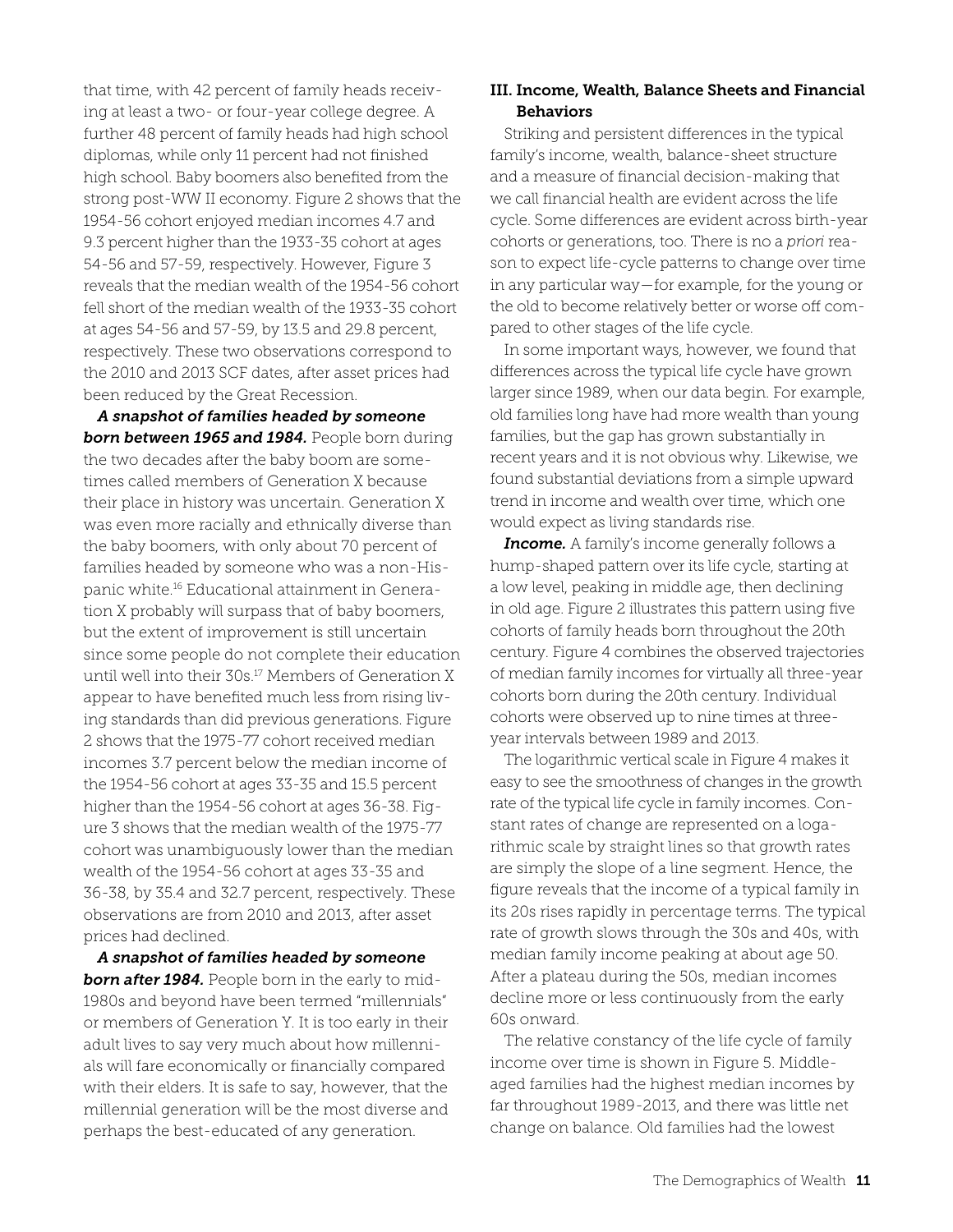that time, with 42 percent of family heads receiving at least a two- or four-year college degree. A further 48 percent of family heads had high school diplomas, while only 11 percent had not finished high school. Baby boomers also benefited from the strong post-WW II economy. Figure 2 shows that the 1954-56 cohort enjoyed median incomes 4.7 and 9.3 percent higher than the 1933-35 cohort at ages 54-56 and 57-59, respectively. However, Figure 3 reveals that the median wealth of the 1954-56 cohort fell short of the median wealth of the 1933-35 cohort at ages 54-56 and 57-59, by 13.5 and 29.8 percent, respectively. These two observations correspond to the 2010 and 2013 SCF dates, after asset prices had been reduced by the Great Recession.

***A snapshot of families headed by someone born between 1965 and 1984.*** People born during the two decades after the baby boom are sometimes called members of Generation X because their place in history was uncertain. Generation X was even more racially and ethnically diverse than the baby boomers, with only about 70 percent of families headed by someone who was a non-Hispanic white.[16] Educational attainment in Generation X probably will surpass that of baby boomers, but the extent of improvement is still uncertain since some people do not complete their education until well into their 30s.[17] Members of Generation X appear to have benefited much less from rising living standards than did previous generations. Figure 2 shows that the 1975-77 cohort received median incomes 3.7 percent below the median income of the 1954-56 cohort at ages 33-35 and 15.5 percent higher than the 1954-56 cohort at ages 36-38. Figure 3 shows that the median wealth of the 1975-77 cohort was unambiguously lower than the median wealth of the 1954-56 cohort at ages 33-35 and 36-38, by 35.4 and 32.7 percent, respectively. These observations are from 2010 and 2013, after asset prices had declined.

***A snapshot of families headed by someone born after 1984.*** People born in the early to mid-1980s and beyond have been termed "millennials" or members of Generation Y. It is too early in their adult lives to say very much about how millennials will fare economically or financially compared with their elders. It is safe to say, however, that the millennial generation will be the most diverse and perhaps the best-educated of any generation.

## III. Income, Wealth, Balance Sheets and Financial Behaviors

Striking and persistent differences in the typical family's income, wealth, balance-sheet structure and a measure of financial decision-making that we call financial health are evident across the life cycle. Some differences are evident across birth-year cohorts or generations, too. There is no *a priori* reason to expect life-cycle patterns to change over time in any particular way—for example, for the young or the old to become relatively better or worse off compared to other stages of the life cycle.

In some important ways, however, we found that differences across the typical life cycle have grown larger since 1989, when our data begin. For example, old families long have had more wealth than young families, but the gap has grown substantially in recent years and it is not obvious why. Likewise, we found substantial deviations from a simple upward trend in income and wealth over time, which one would expect as living standards rise.

***Income.*** A family's income generally follows a hump-shaped pattern over its life cycle, starting at a low level, peaking in middle age, then declining in old age. Figure 2 illustrates this pattern using five cohorts of family heads born throughout the 20th century. Figure 4 combines the observed trajectories of median family incomes for virtually all three-year cohorts born during the 20th century. Individual cohorts were observed up to nine times at three-year intervals between 1989 and 2013.

The logarithmic vertical scale in Figure 4 makes it easy to see the smoothness of changes in the growth rate of the typical life cycle in family incomes. Constant rates of change are represented on a logarithmic scale by straight lines so that growth rates are simply the slope of a line segment. Hence, the figure reveals that the income of a typical family in its 20s rises rapidly in percentage terms. The typical rate of growth slows through the 30s and 40s, with median family income peaking at about age 50. After a plateau during the 50s, median incomes decline more or less continuously from the early 60s onward.

The relative constancy of the life cycle of family income over time is shown in Figure 5. Middle-aged families had the highest median incomes by far throughout 1989-2013, and there was little net change on balance. Old families had the lowest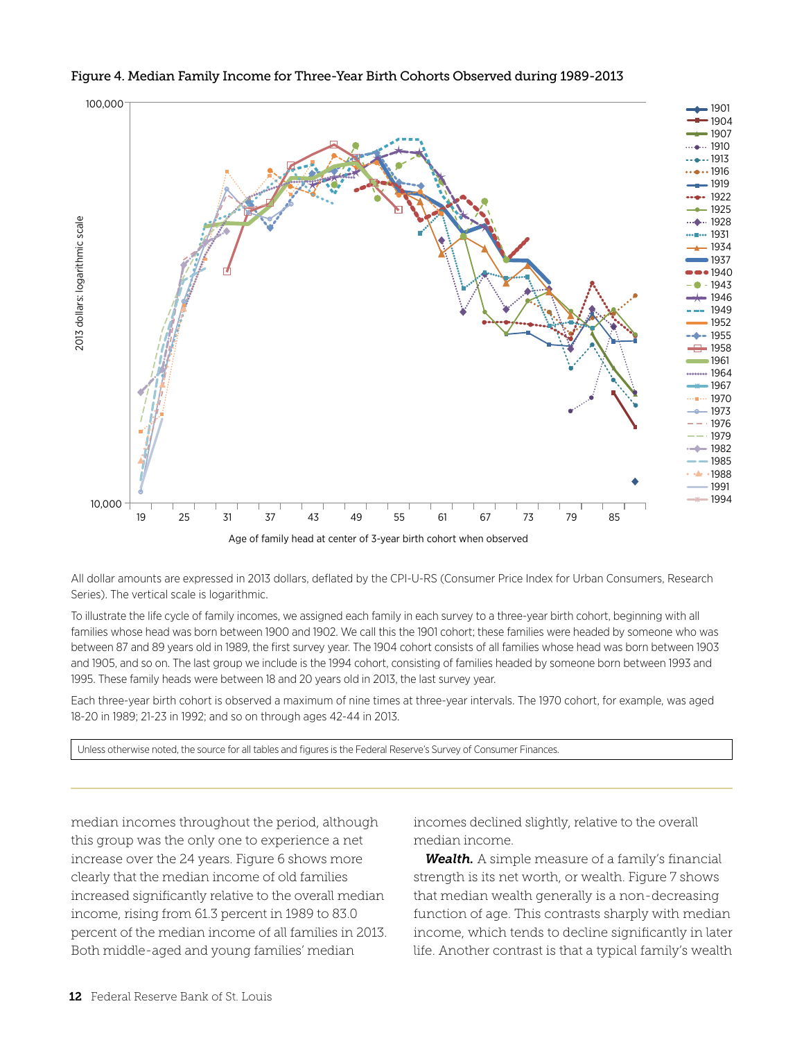**Figure 4. Median Family Income for Three-Year Birth Cohorts Observed during 1989-2013**

All dollar amounts are expressed in 2013 dollars, deflated by the CPI-U-RS (Consumer Price Index for Urban Consumers, Research Series). The vertical scale is logarithmic.

To illustrate the life cycle of family incomes, we assigned each family in each survey to a three-year birth cohort, beginning with all families whose head was born between 1900 and 1902. We call this the 1901 cohort; these families were headed by someone who was between 87 and 89 years old in 1989, the first survey year. The 1904 cohort consists of all families whose head was born between 1903 and 1905, and so on. The last group we include is the 1994 cohort, consisting of families headed by someone born between 1993 and 1995. These family heads were between 18 and 20 years old in 2013, the last survey year.

Each three-year birth cohort is observed a maximum of nine times at three-year intervals. The 1970 cohort, for example, was aged 18-20 in 1989; 21-23 in 1992; and so on through ages 42-44 in 2013.

Unless otherwise noted, the source for all tables and figures is the Federal Reserve's Survey of Consumer Finances.

median incomes throughout the period, although this group was the only one to experience a net increase over the 24 years. Figure 6 shows more clearly that the median income of old families increased significantly relative to the overall median income, rising from 61.3 percent in 1989 to 83.0 percent of the median income of all families in 2013. Both middle-aged and young families' median incomes declined slightly, relative to the overall median income.

***Wealth.*** A simple measure of a family's financial strength is its net worth, or wealth. Figure 7 shows that median wealth generally is a non-decreasing function of age. This contrasts sharply with median income, which tends to decline significantly in later life. Another contrast is that a typical family's wealth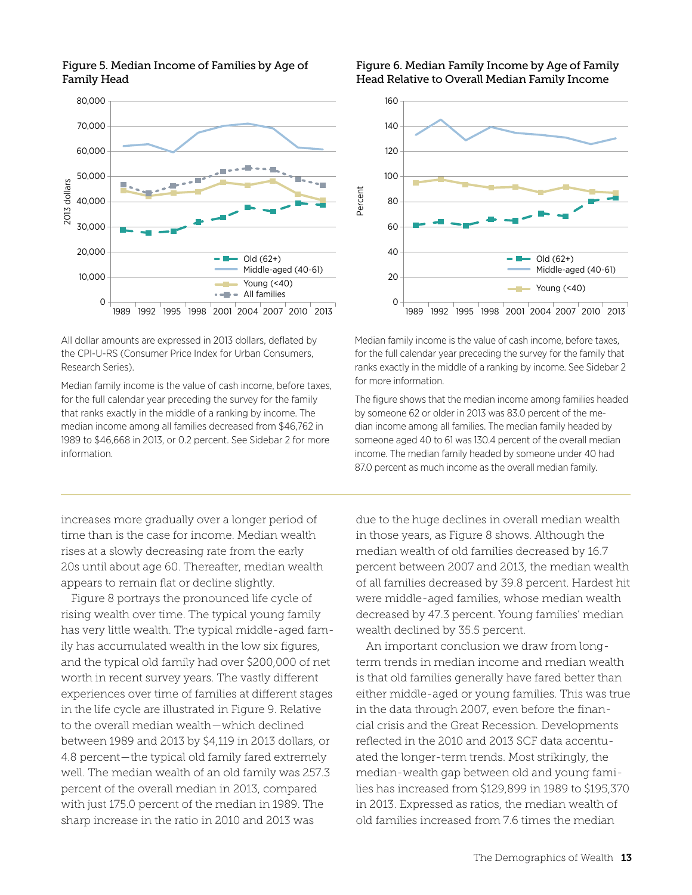### Figure 5. Median Income of Families by Age of Family Head

All dollar amounts are expressed in 2013 dollars, deflated by the CPI-U-RS (Consumer Price Index for Urban Consumers, Research Series).

Median family income is the value of cash income, before taxes, for the full calendar year preceding the survey for the family that ranks exactly in the middle of a ranking by income. The median income among all families decreased from $46,762 in 1989 to $46,668 in 2013, or 0.2 percent. See Sidebar 2 for more information.

### Figure 6. Median Family Income by Age of Family Head Relative to Overall Median Family Income

Median family income is the value of cash income, before taxes, for the full calendar year preceding the survey for the family that ranks exactly in the middle of a ranking by income. See Sidebar 2 for more information.

The figure shows that the median income among families headed by someone 62 or older in 2013 was 83.0 percent of the median income among all families. The median family headed by someone aged 40 to 61 was 130.4 percent of the overall median income. The median family headed by someone under 40 had 87.0 percent as much income as the overall median family.

---

increases more gradually over a longer period of time than is the case for income. Median wealth rises at a slowly decreasing rate from the early 20s until about age 60. Thereafter, median wealth appears to remain flat or decline slightly.

Figure 8 portrays the pronounced life cycle of rising wealth over time. The typical young family has very little wealth. The typical middle-aged family has accumulated wealth in the low six figures, and the typical old family had over $200,000 of net worth in recent survey years. The vastly different experiences over time of families at different stages in the life cycle are illustrated in Figure 9. Relative to the overall median wealth—which declined between 1989 and 2013 by $4,119 in 2013 dollars, or 4.8 percent—the typical old family fared extremely well. The median wealth of an old family was 257.3 percent of the overall median in 2013, compared with just 175.0 percent of the median in 1989. The sharp increase in the ratio in 2010 and 2013 was due to the huge declines in overall median wealth in those years, as Figure 8 shows. Although the median wealth of old families decreased by 16.7 percent between 2007 and 2013, the median wealth of all families decreased by 39.8 percent. Hardest hit were middle-aged families, whose median wealth decreased by 47.3 percent. Young families' median wealth declined by 35.5 percent.

An important conclusion we draw from long-term trends in median income and median wealth is that old families generally have fared better than either middle-aged or young families. This was true in the data through 2007, even before the financial crisis and the Great Recession. Developments reflected in the 2010 and 2013 SCF data accentuated the longer-term trends. Most strikingly, the median-wealth gap between old and young families has increased from $129,899 in 1989 to $195,370 in 2013. Expressed as ratios, the median wealth of old families increased from 7.6 times the median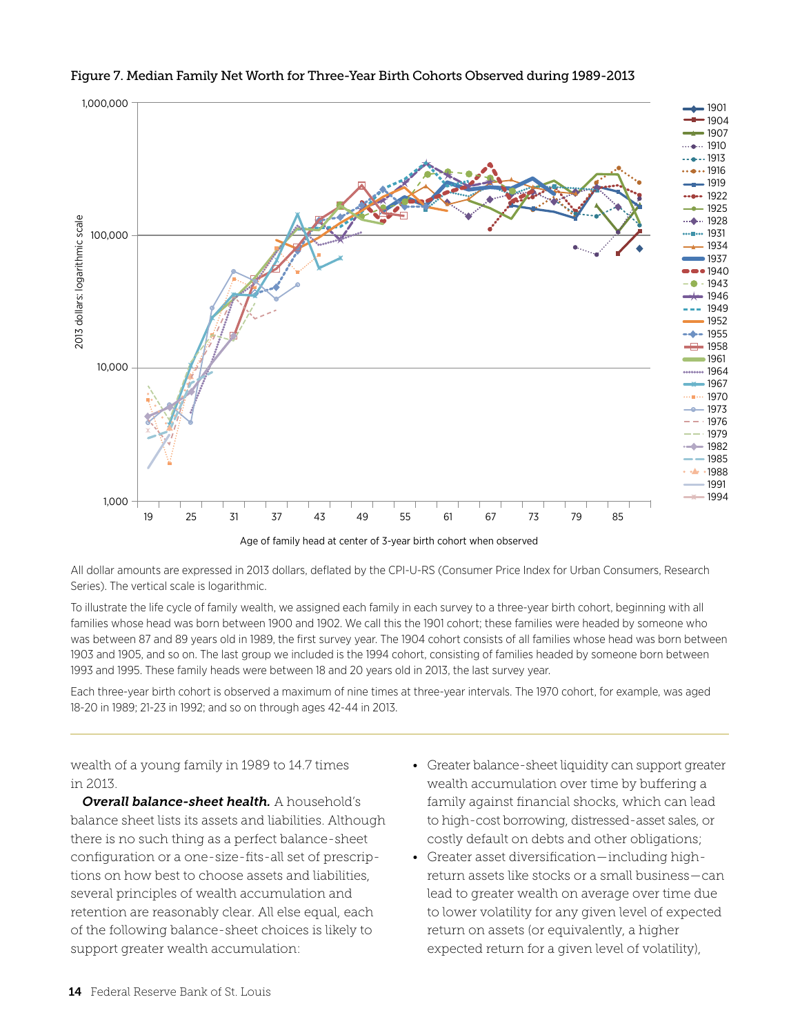Figure 7. Median Family Net Worth for Three-Year Birth Cohorts Observed during 1989-2013

All dollar amounts are expressed in 2013 dollars, deflated by the CPI-U-RS (Consumer Price Index for Urban Consumers, Research Series). The vertical scale is logarithmic.

To illustrate the life cycle of family wealth, we assigned each family in each survey to a three-year birth cohort, beginning with all families whose head was born between 1900 and 1902. We call this the 1901 cohort; these families were headed by someone who was between 87 and 89 years old in 1989, the first survey year. The 1904 cohort consists of all families whose head was born between 1903 and 1905, and so on. The last group we included is the 1994 cohort, consisting of families headed by someone born between 1993 and 1995. These family heads were between 18 and 20 years old in 2013, the last survey year.

Each three-year birth cohort is observed a maximum of nine times at three-year intervals. The 1970 cohort, for example, was aged 18-20 in 1989; 21-23 in 1992; and so on through ages 42-44 in 2013.

---

wealth of a young family in 1989 to 14.7 times in 2013.

***Overall balance-sheet health.*** A household's balance sheet lists its assets and liabilities. Although there is no such thing as a perfect balance-sheet configuration or a one-size-fits-all set of prescriptions on how best to choose assets and liabilities, several principles of wealth accumulation and retention are reasonably clear. All else equal, each of the following balance-sheet choices is likely to support greater wealth accumulation:

- Greater balance-sheet liquidity can support greater wealth accumulation over time by buffering a family against financial shocks, which can lead to high-cost borrowing, distressed-asset sales, or costly default on debts and other obligations;
- Greater asset diversification—including high-return assets like stocks or a small business—can lead to greater wealth on average over time due to lower volatility for any given level of expected return on assets (or equivalently, a higher expected return for a given level of volatility),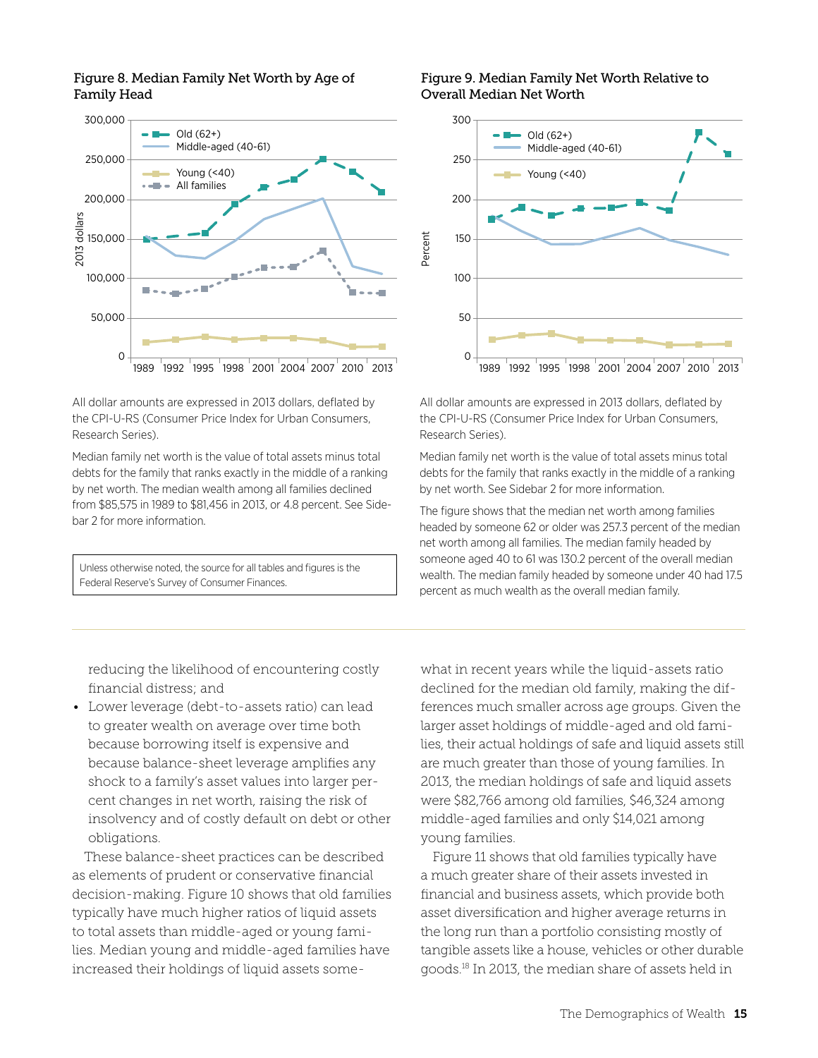### Figure 8. Median Family Net Worth by Age of Family Head

All dollar amounts are expressed in 2013 dollars, deflated by the CPI-U-RS (Consumer Price Index for Urban Consumers, Research Series).

Median family net worth is the value of total assets minus total debts for the family that ranks exactly in the middle of a ranking by net worth. The median wealth among all families declined from $85,575 in 1989 to $81,456 in 2013, or 4.8 percent. See Sidebar 2 for more information.

Unless otherwise noted, the source for all tables and figures is the Federal Reserve's Survey of Consumer Finances.

### Figure 9. Median Family Net Worth Relative to Overall Median Net Worth

All dollar amounts are expressed in 2013 dollars, deflated by the CPI-U-RS (Consumer Price Index for Urban Consumers, Research Series).

Median family net worth is the value of total assets minus total debts for the family that ranks exactly in the middle of a ranking by net worth. See Sidebar 2 for more information.

The figure shows that the median net worth among families headed by someone 62 or older was 257.3 percent of the median net worth among all families. The median family headed by someone aged 40 to 61 was 130.2 percent of the overall median wealth. The median family headed by someone under 40 had 17.5 percent as much wealth as the overall median family.

reducing the likelihood of encountering costly financial distress; and

- Lower leverage (debt-to-assets ratio) can lead to greater wealth on average over time both because borrowing itself is expensive and because balance-sheet leverage amplifies any shock to a family's asset values into larger percent changes in net worth, raising the risk of insolvency and of costly default on debt or other obligations.

These balance-sheet practices can be described as elements of prudent or conservative financial decision-making. Figure 10 shows that old families typically have much higher ratios of liquid assets to total assets than middle-aged or young families. Median young and middle-aged families have increased their holdings of liquid assets somewhat in recent years while the liquid-assets ratio declined for the median old family, making the differences much smaller across age groups. Given the larger asset holdings of middle-aged and old families, their actual holdings of safe and liquid assets still are much greater than those of young families. In 2013, the median holdings of safe and liquid assets were $82,766 among old families, $46,324 among middle-aged families and only $14,021 among young families.

Figure 11 shows that old families typically have a much greater share of their assets invested in financial and business assets, which provide both asset diversification and higher average returns in the long run than a portfolio consisting mostly of tangible assets like a house, vehicles or other durable goods.[18] In 2013, the median share of assets held in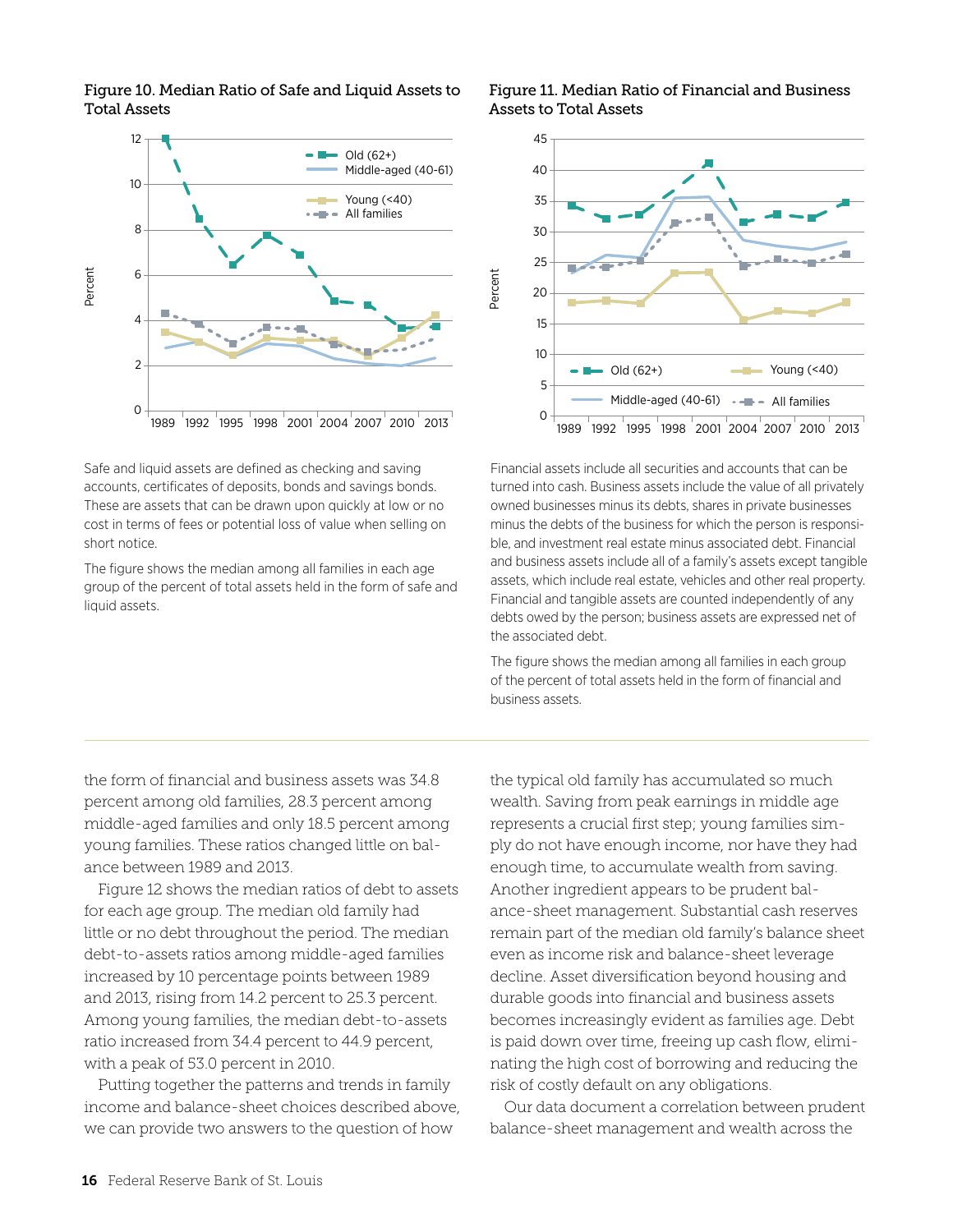### Figure 10. Median Ratio of Safe and Liquid Assets to Total Assets

Safe and liquid assets are defined as checking and saving accounts, certificates of deposits, bonds and savings bonds. These are assets that can be drawn upon quickly at low or no cost in terms of fees or potential loss of value when selling on short notice.

The figure shows the median among all families in each age group of the percent of total assets held in the form of safe and liquid assets.

### Figure 11. Median Ratio of Financial and Business Assets to Total Assets

Financial assets include all securities and accounts that can be turned into cash. Business assets include the value of all privately owned businesses minus its debts, shares in private businesses minus the debts of the business for which the person is responsible, and investment real estate minus associated debt. Financial and business assets include all of a family's assets except tangible assets, which include real estate, vehicles and other real property. Financial and tangible assets are counted independently of any debts owed by the person; business assets are expressed net of the associated debt.

The figure shows the median among all families in each group of the percent of total assets held in the form of financial and business assets.

---

the form of financial and business assets was 34.8 percent among old families, 28.3 percent among middle-aged families and only 18.5 percent among young families. These ratios changed little on balance between 1989 and 2013.

Figure 12 shows the median ratios of debt to assets for each age group. The median old family had little or no debt throughout the period. The median debt-to-assets ratios among middle-aged families increased by 10 percentage points between 1989 and 2013, rising from 14.2 percent to 25.3 percent. Among young families, the median debt-to-assets ratio increased from 34.4 percent to 44.9 percent, with a peak of 53.0 percent in 2010.

Putting together the patterns and trends in family income and balance-sheet choices described above, we can provide two answers to the question of how the typical old family has accumulated so much wealth. Saving from peak earnings in middle age represents a crucial first step; young families simply do not have enough income, nor have they had enough time, to accumulate wealth from saving. Another ingredient appears to be prudent balance-sheet management. Substantial cash reserves remain part of the median old family's balance sheet even as income risk and balance-sheet leverage decline. Asset diversification beyond housing and durable goods into financial and business assets becomes increasingly evident as families age. Debt is paid down over time, freeing up cash flow, eliminating the high cost of borrowing and reducing the risk of costly default on any obligations.

Our data document a correlation between prudent balance-sheet management and wealth across the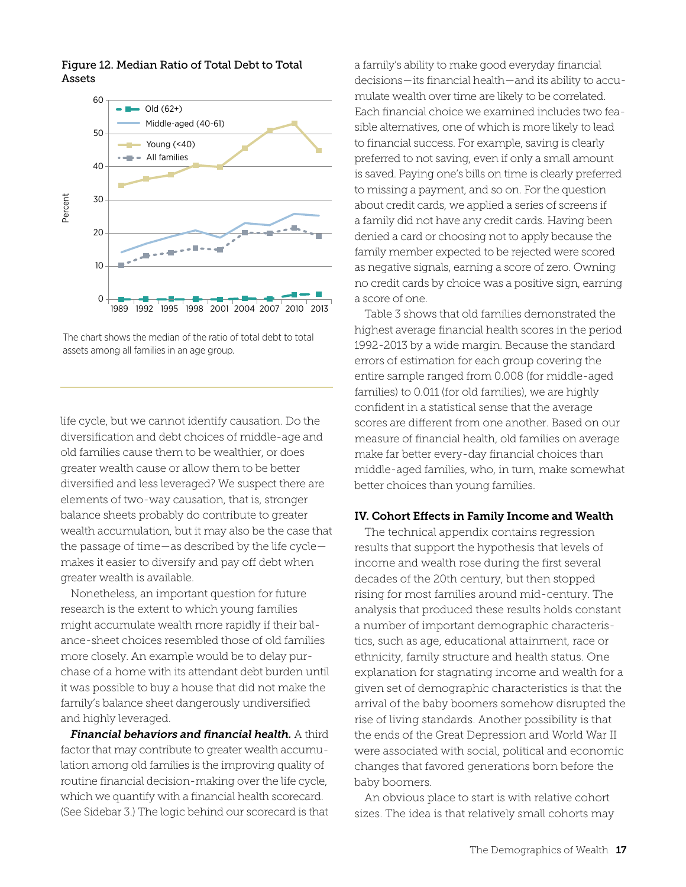**Figure 12. Median Ratio of Total Debt to Total Assets**

The chart shows the median of the ratio of total debt to total assets among all families in an age group.

life cycle, but we cannot identify causation. Do the diversification and debt choices of middle-age and old families cause them to be wealthier, or does greater wealth cause or allow them to be better diversified and less leveraged? We suspect there are elements of two-way causation, that is, stronger balance sheets probably do contribute to greater wealth accumulation, but it may also be the case that the passage of time—as described by the life cycle—makes it easier to diversify and pay off debt when greater wealth is available.

Nonetheless, an important question for future research is the extent to which young families might accumulate wealth more rapidly if their balance-sheet choices resembled those of old families more closely. An example would be to delay purchase of a home with its attendant debt burden until it was possible to buy a house that did not make the family's balance sheet dangerously undiversified and highly leveraged.

***Financial behaviors and financial health.*** A third factor that may contribute to greater wealth accumulation among old families is the improving quality of routine financial decision-making over the life cycle, which we quantify with a financial health scorecard. (See Sidebar 3.) The logic behind our scorecard is that a family's ability to make good everyday financial decisions—its financial health—and its ability to accumulate wealth over time are likely to be correlated. Each financial choice we examined includes two feasible alternatives, one of which is more likely to lead to financial success. For example, saving is clearly preferred to not saving, even if only a small amount is saved. Paying one's bills on time is clearly preferred to missing a payment, and so on. For the question about credit cards, we applied a series of screens if a family did not have any credit cards. Having been denied a card or choosing not to apply because the family member expected to be rejected were scored as negative signals, earning a score of zero. Owning no credit cards by choice was a positive sign, earning a score of one.

Table 3 shows that old families demonstrated the highest average financial health scores in the period 1992-2013 by a wide margin. Because the standard errors of estimation for each group covering the entire sample ranged from 0.008 (for middle-aged families) to 0.011 (for old families), we are highly confident in a statistical sense that the average scores are different from one another. Based on our measure of financial health, old families on average make far better every-day financial choices than middle-aged families, who, in turn, make somewhat better choices than young families.

## IV. Cohort Effects in Family Income and Wealth

The technical appendix contains regression results that support the hypothesis that levels of income and wealth rose during the first several decades of the 20th century, but then stopped rising for most families around mid-century. The analysis that produced these results holds constant a number of important demographic characteristics, such as age, educational attainment, race or ethnicity, family structure and health status. One explanation for stagnating income and wealth for a given set of demographic characteristics is that the arrival of the baby boomers somehow disrupted the rise of living standards. Another possibility is that the ends of the Great Depression and World War II were associated with social, political and economic changes that favored generations born before the baby boomers.

An obvious place to start is with relative cohort sizes. The idea is that relatively small cohorts may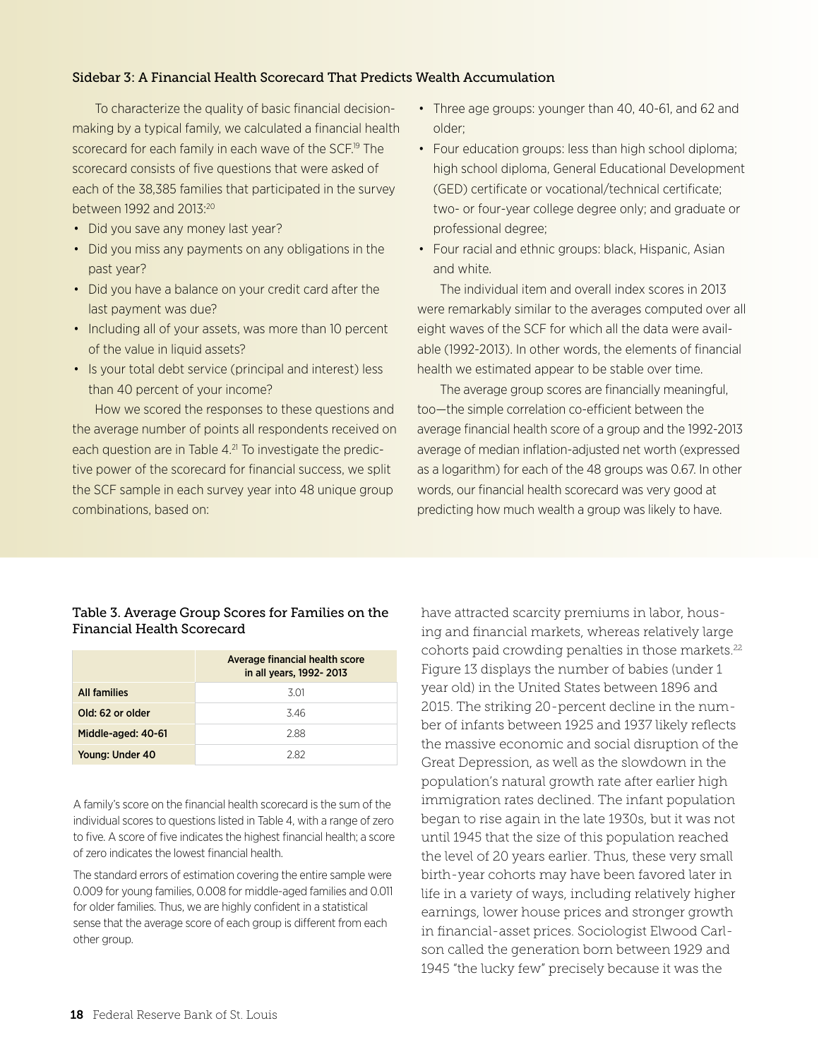### Sidebar 3: A Financial Health Scorecard That Predicts Wealth Accumulation

To characterize the quality of basic financial decision-making by a typical family, we calculated a financial health scorecard for each family in each wave of the SCF.[19] The scorecard consists of five questions that were asked of each of the 38,385 families that participated in the survey between 1992 and 2013:[20]

- Did you save any money last year?
- Did you miss any payments on any obligations in the past year?
- Did you have a balance on your credit card after the last payment was due?
- Including all of your assets, was more than 10 percent of the value in liquid assets?
- Is your total debt service (principal and interest) less than 40 percent of your income?

How we scored the responses to these questions and the average number of points all respondents received on each question are in Table 4.[21] To investigate the predictive power of the scorecard for financial success, we split the SCF sample in each survey year into 48 unique group combinations, based on:

- Three age groups: younger than 40, 40-61, and 62 and older;
- Four education groups: less than high school diploma; high school diploma, General Educational Development (GED) certificate or vocational/technical certificate; two- or four-year college degree only; and graduate or professional degree;
- Four racial and ethnic groups: black, Hispanic, Asian and white.

The individual item and overall index scores in 2013 were remarkably similar to the averages computed over all eight waves of the SCF for which all the data were available (1992-2013). In other words, the elements of financial health we estimated appear to be stable over time.

The average group scores are financially meaningful, too—the simple correlation co-efficient between the average financial health score of a group and the 1992-2013 average of median inflation-adjusted net worth (expressed as a logarithm) for each of the 48 groups was 0.67. In other words, our financial health scorecard was very good at predicting how much wealth a group was likely to have.

### Table 3. Average Group Scores for Families on the Financial Health Scorecard

| | Average financial health score in all years, 1992- 2013 |
|---|---|
| **All families** | 3.01 |
| **Old: 62 or older** | 3.46 |
| **Middle-aged: 40-61** | 2.88 |
| **Young: Under 40** | 2.82 |

A family's score on the financial health scorecard is the sum of the individual scores to questions listed in Table 4, with a range of zero to five. A score of five indicates the highest financial health; a score of zero indicates the lowest financial health.

The standard errors of estimation covering the entire sample were 0.009 for young families, 0.008 for middle-aged families and 0.011 for older families. Thus, we are highly confident in a statistical sense that the average score of each group is different from each other group.

have attracted scarcity premiums in labor, housing and financial markets, whereas relatively large cohorts paid crowding penalties in those markets.[22] Figure 13 displays the number of babies (under 1 year old) in the United States between 1896 and 2015. The striking 20-percent decline in the number of infants between 1925 and 1937 likely reflects the massive economic and social disruption of the Great Depression, as well as the slowdown in the population's natural growth rate after earlier high immigration rates declined. The infant population began to rise again in the late 1930s, but it was not until 1945 that the size of this population reached the level of 20 years earlier. Thus, these very small birth-year cohorts may have been favored later in life in a variety of ways, including relatively higher earnings, lower house prices and stronger growth in financial-asset prices. Sociologist Elwood Carlson called the generation born between 1929 and 1945 "the lucky few" precisely because it was the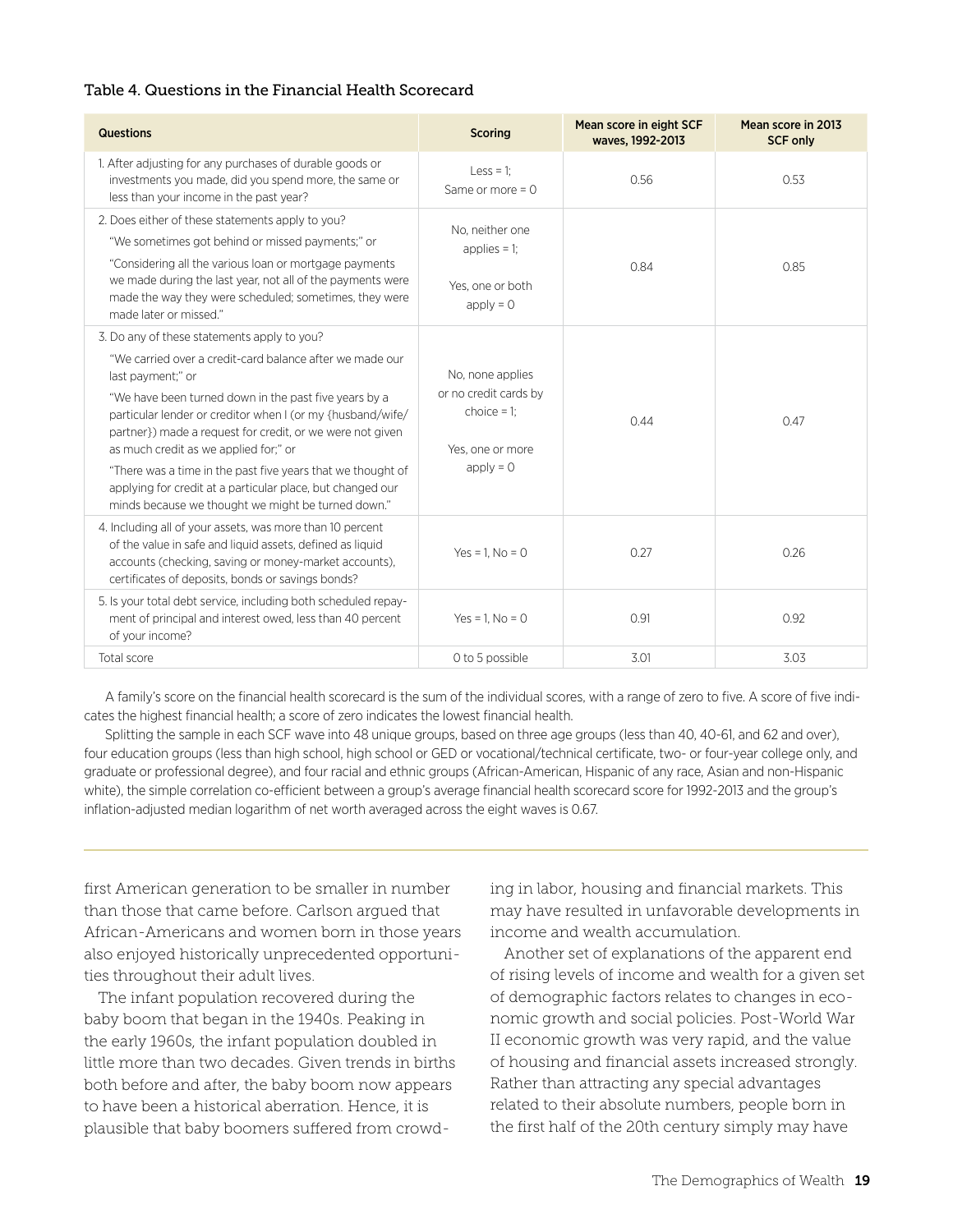Table 4. Questions in the Financial Health Scorecard

| Questions | Scoring | Mean score in eight SCF waves, 1992-2013 | Mean score in 2013 SCF only |
|---|---|---|---|
| 1. After adjusting for any purchases of durable goods or investments you made, did you spend more, the same or less than your income in the past year? | Less = 1; Same or more = 0 | 0.56 | 0.53 |
| 2. Does either of these statements apply to you? "We sometimes got behind or missed payments;" or "Considering all the various loan or mortgage payments we made during the last year, not all of the payments were made the way they were scheduled; sometimes, they were made later or missed." | No, neither one applies = 1; Yes, one or both apply = 0 | 0.84 | 0.85 |
| 3. Do any of these statements apply to you? "We carried over a credit-card balance after we made our last payment;" or "We have been turned down in the past five years by a particular lender or creditor when I (or my {husband/wife/partner}) made a request for credit, or we were not given as much credit as we applied for;" or "There was a time in the past five years that we thought of applying for credit at a particular place, but changed our minds because we thought we might be turned down." | No, none applies or no credit cards by choice = 1; Yes, one or more apply = 0 | 0.44 | 0.47 |
| 4. Including all of your assets, was more than 10 percent of the value in safe and liquid assets, defined as liquid accounts (checking, saving or money-market accounts), certificates of deposits, bonds or savings bonds? | Yes = 1, No = 0 | 0.27 | 0.26 |
| 5. Is your total debt service, including both scheduled repayment of principal and interest owed, less than 40 percent of your income? | Yes = 1, No = 0 | 0.91 | 0.92 |
| Total score | 0 to 5 possible | 3.01 | 3.03 |

A family's score on the financial health scorecard is the sum of the individual scores, with a range of zero to five. A score of five indicates the highest financial health; a score of zero indicates the lowest financial health.

Splitting the sample in each SCF wave into 48 unique groups, based on three age groups (less than 40, 40-61, and 62 and over), four education groups (less than high school, high school or GED or vocational/technical certificate, two- or four-year college only, and graduate or professional degree), and four racial and ethnic groups (African-American, Hispanic of any race, Asian and non-Hispanic white), the simple correlation co-efficient between a group's average financial health scorecard score for 1992-2013 and the group's inflation-adjusted median logarithm of net worth averaged across the eight waves is 0.67.

first American generation to be smaller in number than those that came before. Carlson argued that African-Americans and women born in those years also enjoyed historically unprecedented opportunities throughout their adult lives.

The infant population recovered during the baby boom that began in the 1940s. Peaking in the early 1960s, the infant population doubled in little more than two decades. Given trends in births both before and after, the baby boom now appears to have been a historical aberration. Hence, it is plausible that baby boomers suffered from crowding in labor, housing and financial markets. This may have resulted in unfavorable developments in income and wealth accumulation.

Another set of explanations of the apparent end of rising levels of income and wealth for a given set of demographic factors relates to changes in economic growth and social policies. Post-World War II economic growth was very rapid, and the value of housing and financial assets increased strongly. Rather than attracting any special advantages related to their absolute numbers, people born in the first half of the 20th century simply may have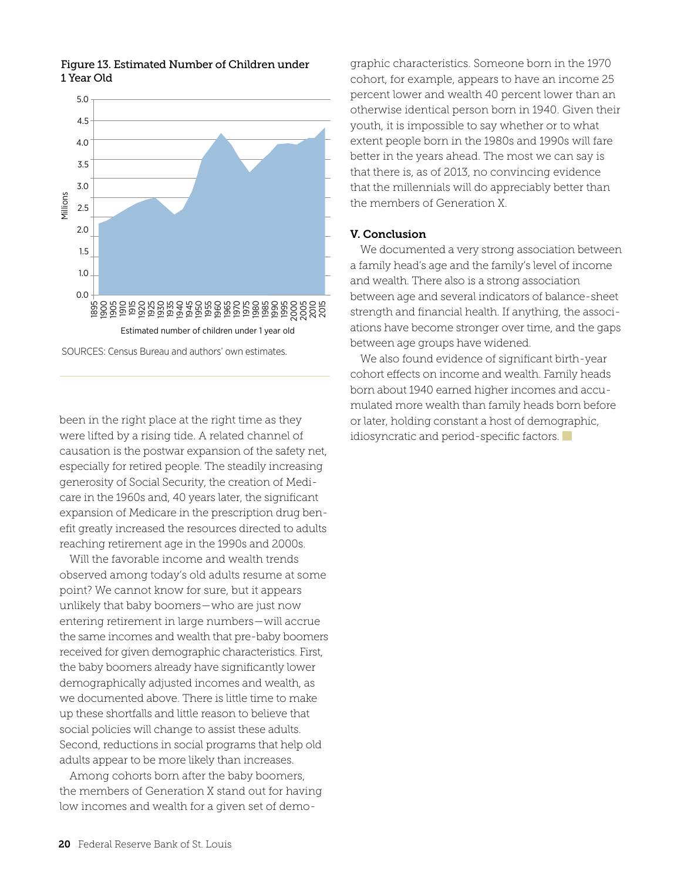Figure 13. Estimated Number of Children under 1 Year Old

SOURCES: Census Bureau and authors' own estimates.

been in the right place at the right time as they were lifted by a rising tide. A related channel of causation is the postwar expansion of the safety net, especially for retired people. The steadily increasing generosity of Social Security, the creation of Medicare in the 1960s and, 40 years later, the significant expansion of Medicare in the prescription drug benefit greatly increased the resources directed to adults reaching retirement age in the 1990s and 2000s.

Will the favorable income and wealth trends observed among today's old adults resume at some point? We cannot know for sure, but it appears unlikely that baby boomers—who are just now entering retirement in large numbers—will accrue the same incomes and wealth that pre-baby boomers received for given demographic characteristics. First, the baby boomers already have significantly lower demographically adjusted incomes and wealth, as we documented above. There is little time to make up these shortfalls and little reason to believe that social policies will change to assist these adults. Second, reductions in social programs that help old adults appear to be more likely than increases.

Among cohorts born after the baby boomers, the members of Generation X stand out for having low incomes and wealth for a given set of demographic characteristics. Someone born in the 1970 cohort, for example, appears to have an income 25 percent lower and wealth 40 percent lower than an otherwise identical person born in 1940. Given their youth, it is impossible to say whether or to what extent people born in the 1980s and 1990s will fare better in the years ahead. The most we can say is that there is, as of 2013, no convincing evidence that the millennials will do appreciably better than the members of Generation X.

## V. Conclusion

We documented a very strong association between a family head's age and the family's level of income and wealth. There also is a strong association between age and several indicators of balance-sheet strength and financial health. If anything, the associations have become stronger over time, and the gaps between age groups have widened.

We also found evidence of significant birth-year cohort effects on income and wealth. Family heads born about 1940 earned higher incomes and accumulated more wealth than family heads born before or later, holding constant a host of demographic, idiosyncratic and period-specific factors.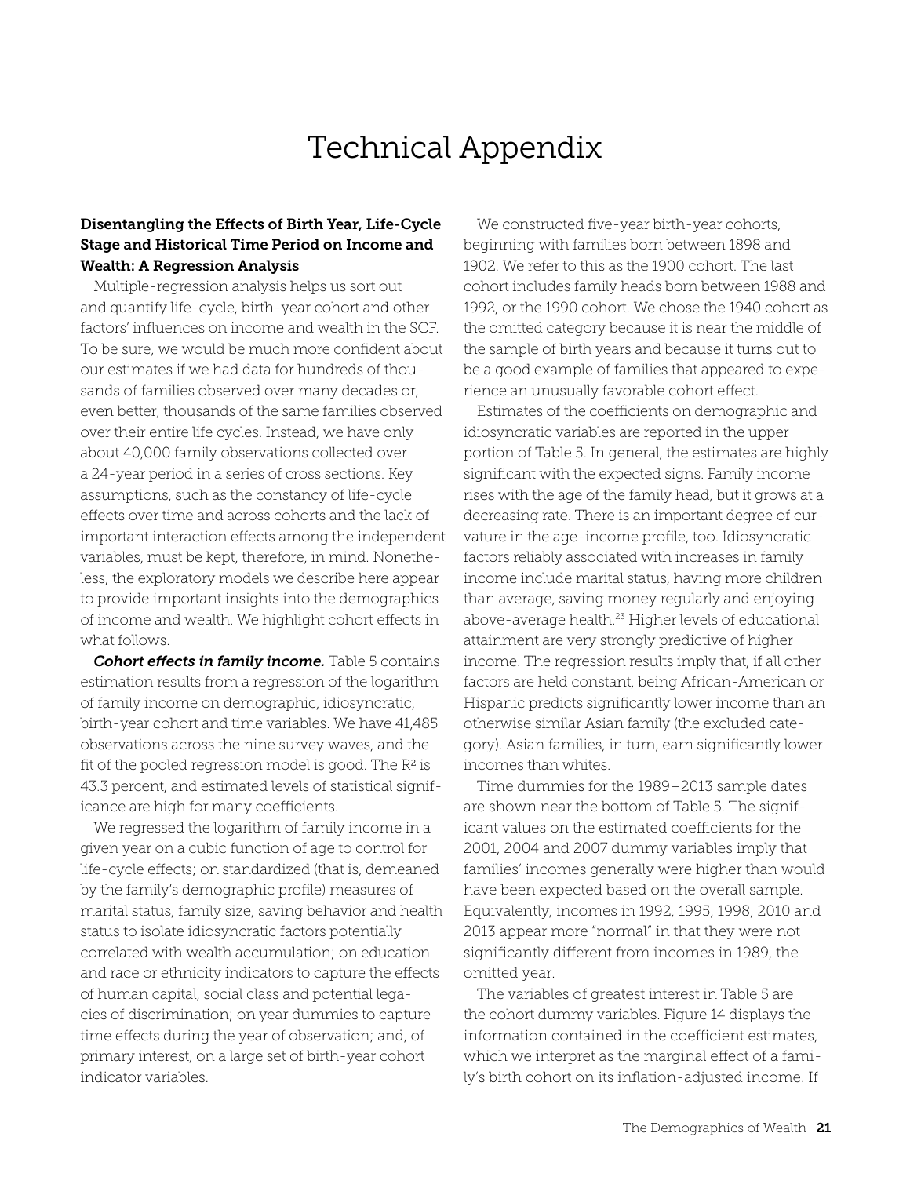# Technical Appendix

### Disentangling the Effects of Birth Year, Life-Cycle Stage and Historical Time Period on Income and Wealth: A Regression Analysis

Multiple-regression analysis helps us sort out and quantify life-cycle, birth-year cohort and other factors' influences on income and wealth in the SCF. To be sure, we would be much more confident about our estimates if we had data for hundreds of thousands of families observed over many decades or, even better, thousands of the same families observed over their entire life cycles. Instead, we have only about 40,000 family observations collected over a 24-year period in a series of cross sections. Key assumptions, such as the constancy of life-cycle effects over time and across cohorts and the lack of important interaction effects among the independent variables, must be kept, therefore, in mind. Nonetheless, the exploratory models we describe here appear to provide important insights into the demographics of income and wealth. We highlight cohort effects in what follows.

***Cohort effects in family income.*** Table 5 contains estimation results from a regression of the logarithm of family income on demographic, idiosyncratic, birth-year cohort and time variables. We have 41,485 observations across the nine survey waves, and the fit of the pooled regression model is good. The $R^2$ is 43.3 percent, and estimated levels of statistical significance are high for many coefficients.

We regressed the logarithm of family income in a given year on a cubic function of age to control for life-cycle effects; on standardized (that is, demeaned by the family's demographic profile) measures of marital status, family size, saving behavior and health status to isolate idiosyncratic factors potentially correlated with wealth accumulation; on education and race or ethnicity indicators to capture the effects of human capital, social class and potential legacies of discrimination; on year dummies to capture time effects during the year of observation; and, of primary interest, on a large set of birth-year cohort indicator variables.

We constructed five-year birth-year cohorts, beginning with families born between 1898 and 1902. We refer to this as the 1900 cohort. The last cohort includes family heads born between 1988 and 1992, or the 1990 cohort. We chose the 1940 cohort as the omitted category because it is near the middle of the sample of birth years and because it turns out to be a good example of families that appeared to experience an unusually favorable cohort effect.

Estimates of the coefficients on demographic and idiosyncratic variables are reported in the upper portion of Table 5. In general, the estimates are highly significant with the expected signs. Family income rises with the age of the family head, but it grows at a decreasing rate. There is an important degree of curvature in the age-income profile, too. Idiosyncratic factors reliably associated with increases in family income include marital status, having more children than average, saving money regularly and enjoying above-average health.[23] Higher levels of educational attainment are very strongly predictive of higher income. The regression results imply that, if all other factors are held constant, being African-American or Hispanic predicts significantly lower income than an otherwise similar Asian family (the excluded category). Asian families, in turn, earn significantly lower incomes than whites.

Time dummies for the 1989–2013 sample dates are shown near the bottom of Table 5. The significant values on the estimated coefficients for the 2001, 2004 and 2007 dummy variables imply that families' incomes generally were higher than would have been expected based on the overall sample. Equivalently, incomes in 1992, 1995, 1998, 2010 and 2013 appear more "normal" in that they were not significantly different from incomes in 1989, the omitted year.

The variables of greatest interest in Table 5 are the cohort dummy variables. Figure 14 displays the information contained in the coefficient estimates, which we interpret as the marginal effect of a family's birth cohort on its inflation-adjusted income. If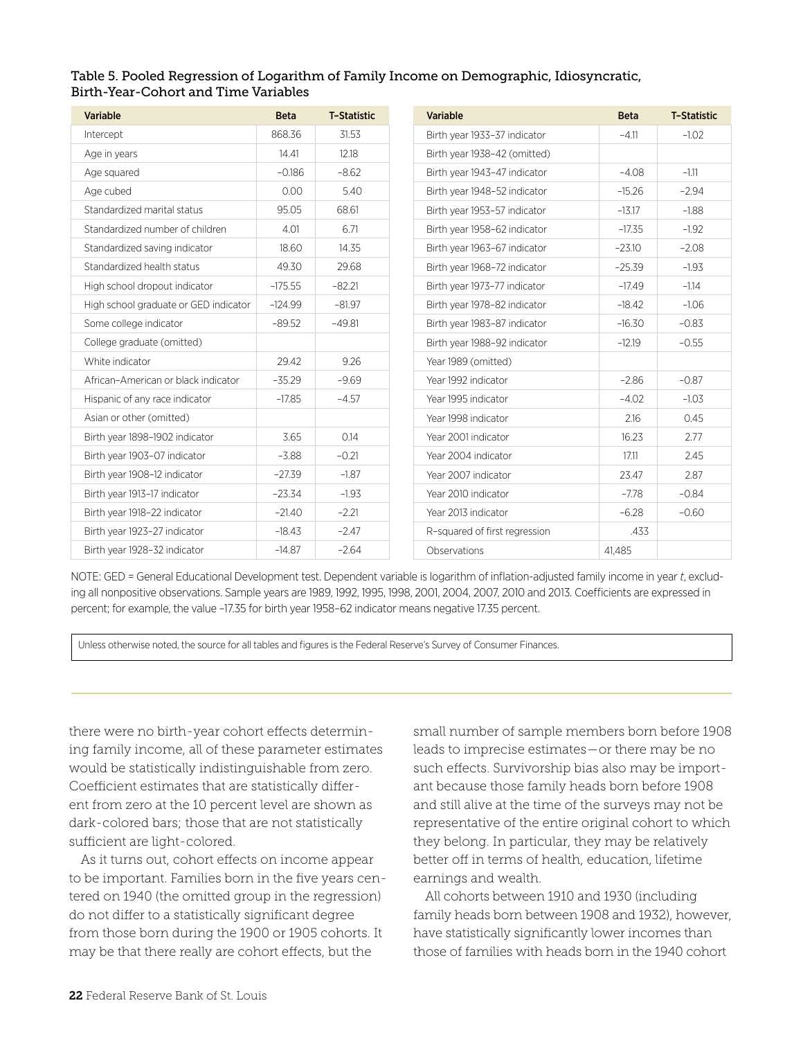Table 5. Pooled Regression of Logarithm of Family Income on Demographic, Idiosyncratic, Birth-Year-Cohort and Time Variables

| Variable | Beta | T-Statistic |
|---|---|---|
| Intercept | 868.36 | 31.53 |
| Age in years | 14.41 | 12.18 |
| Age squared | –0.186 | –8.62 |
| Age cubed | 0.00 | 5.40 |
| Standardized marital status | 95.05 | 68.61 |
| Standardized number of children | 4.01 | 6.71 |
| Standardized saving indicator | 18.60 | 14.35 |
| Standardized health status | 49.30 | 29.68 |
| High school dropout indicator | –175.55 | –82.21 |
| High school graduate or GED indicator | –124.99 | –81.97 |
| Some college indicator | –89.52 | –49.81 |
| College graduate (omitted) | | |
| White indicator | 29.42 | 9.26 |
| African-American or black indicator | –35.29 | –9.69 |
| Hispanic of any race indicator | –17.85 | –4.57 |
| Asian or other (omitted) | | |
| Birth year 1898–1902 indicator | 3.65 | 0.14 |
| Birth year 1903–07 indicator | –3.88 | –0.21 |
| Birth year 1908–12 indicator | –27.39 | –1.87 |
| Birth year 1913–17 indicator | –23.34 | –1.93 |
| Birth year 1918–22 indicator | –21.40 | –2.21 |
| Birth year 1923–27 indicator | –18.43 | –2.47 |
| Birth year 1928–32 indicator | –14.87 | –2.64 |
| Birth year 1933–37 indicator | –4.11 | –1.02 |
| Birth year 1938–42 (omitted) | | |
| Birth year 1943–47 indicator | –4.08 | –1.11 |
| Birth year 1948–52 indicator | –15.26 | –2.94 |
| Birth year 1953–57 indicator | –13.17 | –1.88 |
| Birth year 1958–62 indicator | –17.35 | –1.92 |
| Birth year 1963–67 indicator | –23.10 | –2.08 |
| Birth year 1968–72 indicator | –25.39 | –1.93 |
| Birth year 1973–77 indicator | –17.49 | –1.14 |
| Birth year 1978–82 indicator | –18.42 | –1.06 |
| Birth year 1983–87 indicator | –16.30 | –0.83 |
| Birth year 1988–92 indicator | –12.19 | –0.55 |
| Year 1989 (omitted) | | |
| Year 1992 indicator | –2.86 | –0.87 |
| Year 1995 indicator | –4.02 | –1.03 |
| Year 1998 indicator | 2.16 | 0.45 |
| Year 2001 indicator | 16.23 | 2.77 |
| Year 2004 indicator | 17.11 | 2.45 |
| Year 2007 indicator | 23.47 | 2.87 |
| Year 2010 indicator | –7.78 | –0.84 |
| Year 2013 indicator | –6.28 | –0.60 |
| R-squared of first regression | .433 | |
| Observations | 41,485 | |

NOTE: GED = General Educational Development test. Dependent variable is logarithm of inflation-adjusted family income in year *t*, excluding all nonpositive observations. Sample years are 1989, 1992, 1995, 1998, 2001, 2004, 2007, 2010 and 2013. Coefficients are expressed in percent; for example, the value –17.35 for birth year 1958–62 indicator means negative 17.35 percent.

Unless otherwise noted, the source for all tables and figures is the Federal Reserve's Survey of Consumer Finances.

there were no birth-year cohort effects determining family income, all of these parameter estimates would be statistically indistinguishable from zero. Coefficient estimates that are statistically different from zero at the 10 percent level are shown as dark-colored bars; those that are not statistically sufficient are light-colored.

As it turns out, cohort effects on income appear to be important. Families born in the five years centered on 1940 (the omitted group in the regression) do not differ to a statistically significant degree from those born during the 1900 or 1905 cohorts. It may be that there really are cohort effects, but the small number of sample members born before 1908 leads to imprecise estimates—or there may be no such effects. Survivorship bias also may be important because those family heads born before 1908 and still alive at the time of the surveys may not be representative of the entire original cohort to which they belong. In particular, they may be relatively better off in terms of health, education, lifetime earnings and wealth.

All cohorts between 1910 and 1930 (including family heads born between 1908 and 1932), however, have statistically significantly lower incomes than those of families with heads born in the 1940 cohort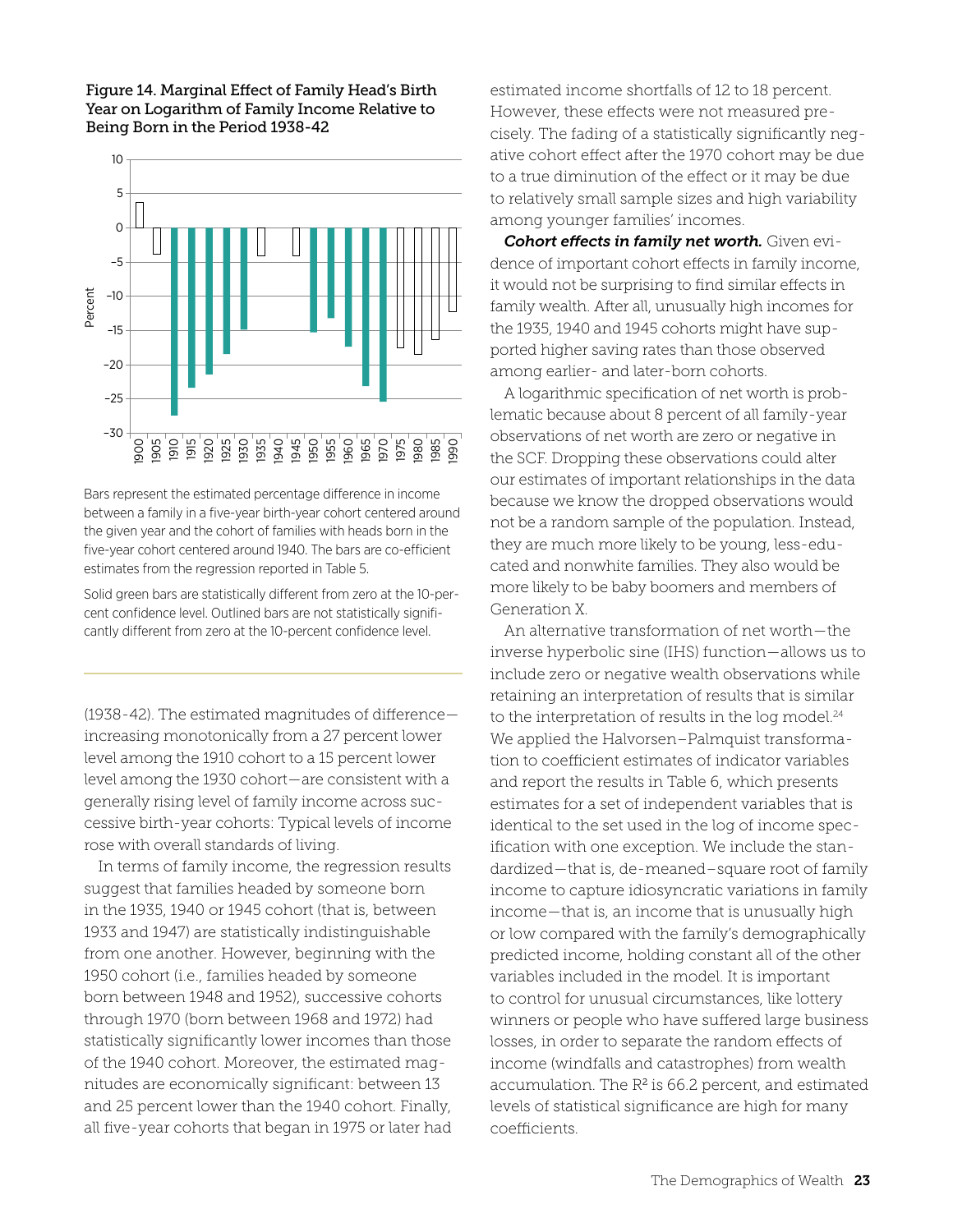**Figure 14. Marginal Effect of Family Head's Birth Year on Logarithm of Family Income Relative to Being Born in the Period 1938-42**

Bars represent the estimated percentage difference in income between a family in a five-year birth-year cohort centered around the given year and the cohort of families with heads born in the five-year cohort centered around 1940. The bars are co-efficient estimates from the regression reported in Table 5.

Solid green bars are statistically different from zero at the 10-percent confidence level. Outlined bars are not statistically significantly different from zero at the 10-percent confidence level.

(1938-42). The estimated magnitudes of difference—increasing monotonically from a 27 percent lower level among the 1910 cohort to a 15 percent lower level among the 1930 cohort—are consistent with a generally rising level of family income across successive birth-year cohorts: Typical levels of income rose with overall standards of living.

In terms of family income, the regression results suggest that families headed by someone born in the 1935, 1940 or 1945 cohort (that is, between 1933 and 1947) are statistically indistinguishable from one another. However, beginning with the 1950 cohort (i.e., families headed by someone born between 1948 and 1952), successive cohorts through 1970 (born between 1968 and 1972) had statistically significantly lower incomes than those of the 1940 cohort. Moreover, the estimated magnitudes are economically significant: between 13 and 25 percent lower than the 1940 cohort. Finally, all five-year cohorts that began in 1975 or later had estimated income shortfalls of 12 to 18 percent. However, these effects were not measured precisely. The fading of a statistically significantly negative cohort effect after the 1970 cohort may be due to a true diminution of the effect or it may be due to relatively small sample sizes and high variability among younger families' incomes.

***Cohort effects in family net worth.*** Given evidence of important cohort effects in family income, it would not be surprising to find similar effects in family wealth. After all, unusually high incomes for the 1935, 1940 and 1945 cohorts might have supported higher saving rates than those observed among earlier- and later-born cohorts.

A logarithmic specification of net worth is problematic because about 8 percent of all family-year observations of net worth are zero or negative in the SCF. Dropping these observations could alter our estimates of important relationships in the data because we know the dropped observations would not be a random sample of the population. Instead, they are much more likely to be young, less-educated and nonwhite families. They also would be more likely to be baby boomers and members of Generation X.

An alternative transformation of net worth—the inverse hyperbolic sine (IHS) function—allows us to include zero or negative wealth observations while retaining an interpretation of results that is similar to the interpretation of results in the log model.[24] We applied the Halvorsen–Palmquist transformation to coefficient estimates of indicator variables and report the results in Table 6, which presents estimates for a set of independent variables that is identical to the set used in the log of income specification with one exception. We include the standardized—that is, de-meaned–square root of family income to capture idiosyncratic variations in family income—that is, an income that is unusually high or low compared with the family's demographically predicted income, holding constant all of the other variables included in the model. It is important to control for unusual circumstances, like lottery winners or people who have suffered large business losses, in order to separate the random effects of income (windfalls and catastrophes) from wealth accumulation. The $R^2$ is 66.2 percent, and estimated levels of statistical significance are high for many coefficients.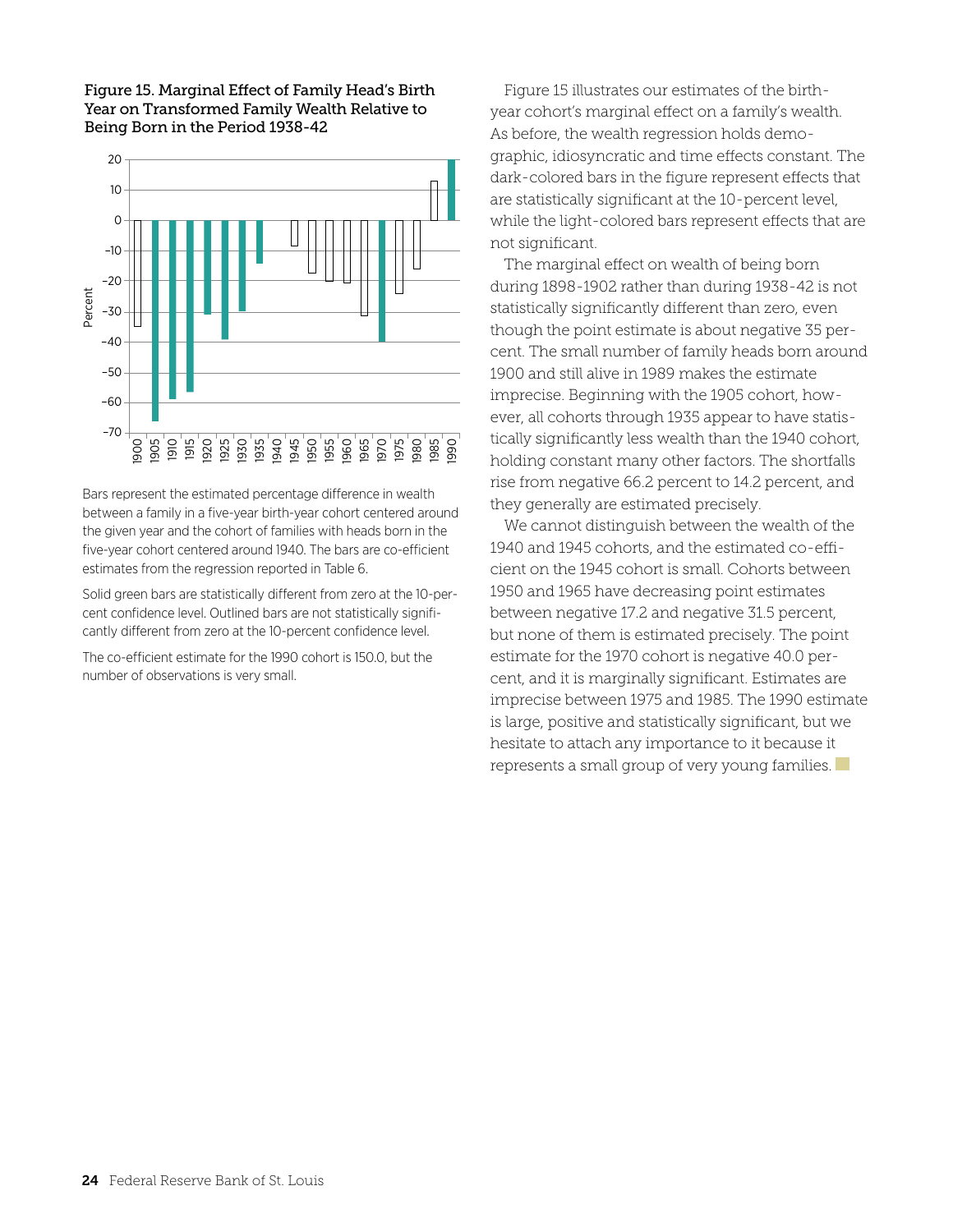**Figure 15. Marginal Effect of Family Head's Birth Year on Transformed Family Wealth Relative to Being Born in the Period 1938-42**

Bars represent the estimated percentage difference in wealth between a family in a five-year birth-year cohort centered around the given year and the cohort of families with heads born in the five-year cohort centered around 1940. The bars are co-efficient estimates from the regression reported in Table 6.

Solid green bars are statistically different from zero at the 10-percent confidence level. Outlined bars are not statistically significantly different from zero at the 10-percent confidence level.

The co-efficient estimate for the 1990 cohort is 150.0, but the number of observations is very small.

Figure 15 illustrates our estimates of the birth-year cohort's marginal effect on a family's wealth. As before, the wealth regression holds demographic, idiosyncratic and time effects constant. The dark-colored bars in the figure represent effects that are statistically significant at the 10-percent level, while the light-colored bars represent effects that are not significant.

The marginal effect on wealth of being born during 1898-1902 rather than during 1938-42 is not statistically significantly different than zero, even though the point estimate is about negative 35 percent. The small number of family heads born around 1900 and still alive in 1989 makes the estimate imprecise. Beginning with the 1905 cohort, however, all cohorts through 1935 appear to have statistically significantly less wealth than the 1940 cohort, holding constant many other factors. The shortfalls rise from negative 66.2 percent to 14.2 percent, and they generally are estimated precisely.

We cannot distinguish between the wealth of the 1940 and 1945 cohorts, and the estimated co-efficient on the 1945 cohort is small. Cohorts between 1950 and 1965 have decreasing point estimates between negative 17.2 and negative 31.5 percent, but none of them is estimated precisely. The point estimate for the 1970 cohort is negative 40.0 percent, and it is marginally significant. Estimates are imprecise between 1975 and 1985. The 1990 estimate is large, positive and statistically significant, but we hesitate to attach any importance to it because it represents a small group of very young families.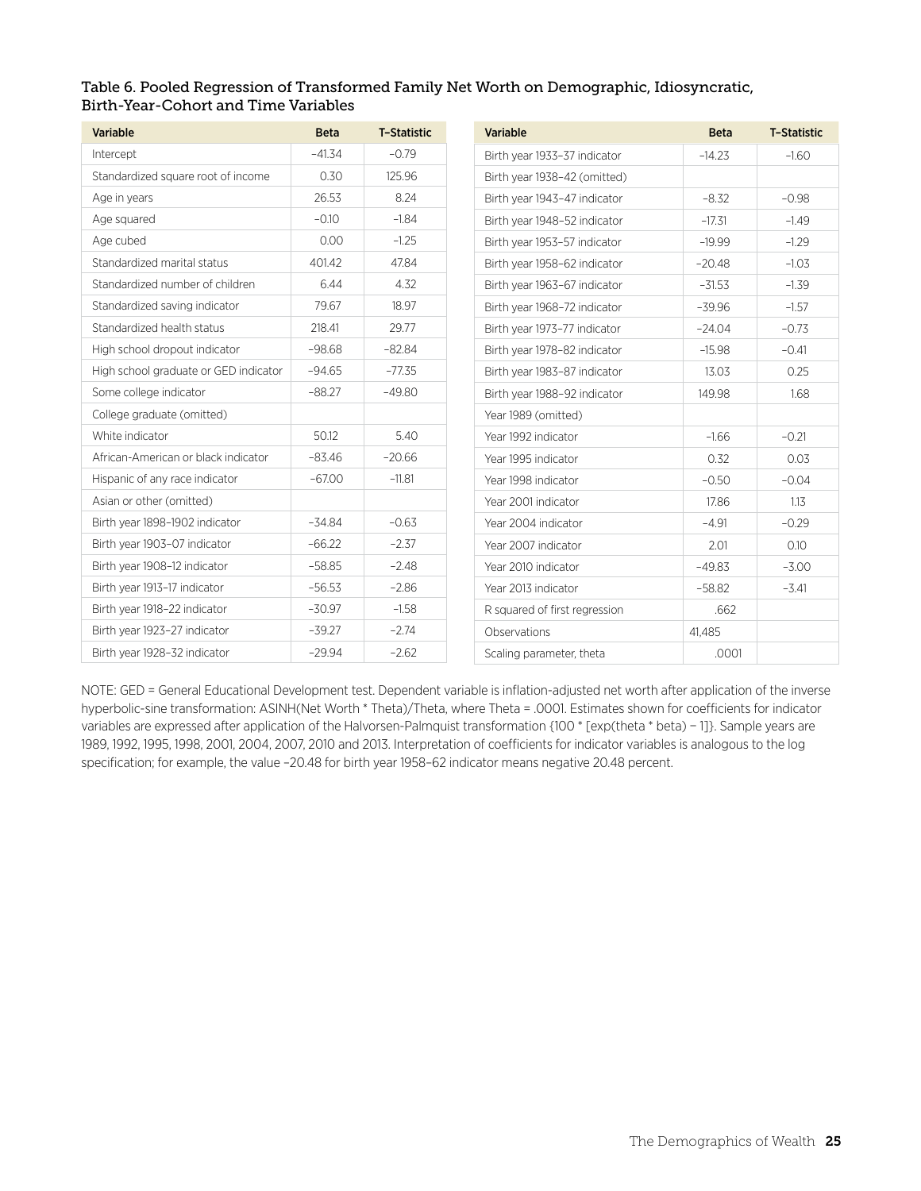### Table 6. Pooled Regression of Transformed Family Net Worth on Demographic, Idiosyncratic, Birth-Year-Cohort and Time Variables

| Variable | Beta | T–Statistic |
|---|---|---|
| Intercept | −41.34 | −0.79 |
| Standardized square root of income | 0.30 | 125.96 |
| Age in years | 26.53 | 8.24 |
| Age squared | −0.10 | −1.84 |
| Age cubed | 0.00 | −1.25 |
| Standardized marital status | 401.42 | 47.84 |
| Standardized number of children | 6.44 | 4.32 |
| Standardized saving indicator | 79.67 | 18.97 |
| Standardized health status | 218.41 | 29.77 |
| High school dropout indicator | −98.68 | −82.84 |
| High school graduate or GED indicator | −94.65 | −77.35 |
| Some college indicator | −88.27 | −49.80 |
| College graduate (omitted) | | |
| White indicator | 50.12 | 5.40 |
| African-American or black indicator | −83.46 | −20.66 |
| Hispanic of any race indicator | −67.00 | −11.81 |
| Asian or other (omitted) | | |
| Birth year 1898–1902 indicator | −34.84 | −0.63 |
| Birth year 1903–07 indicator | −66.22 | −2.37 |
| Birth year 1908–12 indicator | −58.85 | −2.48 |
| Birth year 1913–17 indicator | −56.53 | −2.86 |
| Birth year 1918–22 indicator | −30.97 | −1.58 |
| Birth year 1923–27 indicator | −39.27 | −2.74 |
| Birth year 1928–32 indicator | −29.94 | −2.62 |
| Birth year 1933–37 indicator | −14.23 | −1.60 |
| Birth year 1938–42 (omitted) | | |
| Birth year 1943–47 indicator | −8.32 | −0.98 |
| Birth year 1948–52 indicator | −17.31 | −1.49 |
| Birth year 1953–57 indicator | −19.99 | −1.29 |
| Birth year 1958–62 indicator | −20.48 | −1.03 |
| Birth year 1963–67 indicator | −31.53 | −1.39 |
| Birth year 1968–72 indicator | −39.96 | −1.57 |
| Birth year 1973–77 indicator | −24.04 | −0.73 |
| Birth year 1978–82 indicator | −15.98 | −0.41 |
| Birth year 1983–87 indicator | 13.03 | 0.25 |
| Birth year 1988–92 indicator | 149.98 | 1.68 |
| Year 1989 (omitted) | | |
| Year 1992 indicator | −1.66 | −0.21 |
| Year 1995 indicator | 0.32 | 0.03 |
| Year 1998 indicator | −0.50 | −0.04 |
| Year 2001 indicator | 17.86 | 1.13 |
| Year 2004 indicator | −4.91 | −0.29 |
| Year 2007 indicator | 2.01 | 0.10 |
| Year 2010 indicator | −49.83 | −3.00 |
| Year 2013 indicator | −58.82 | −3.41 |
| R squared of first regression | .662 | |
| Observations | 41,485 | |
| Scaling parameter, theta | .0001 | |

NOTE: GED = General Educational Development test. Dependent variable is inflation-adjusted net worth after application of the inverse hyperbolic-sine transformation: ASINH(Net Worth * Theta)/Theta, where Theta = .0001. Estimates shown for coefficients for indicator variables are expressed after application of the Halvorsen-Palmquist transformation {100 * [exp(theta * beta) − 1]}. Sample years are 1989, 1992, 1995, 1998, 2001, 2004, 2007, 2010 and 2013. Interpretation of coefficients for indicator variables is analogous to the log specification; for example, the value −20.48 for birth year 1958–62 indicator means negative 20.48 percent.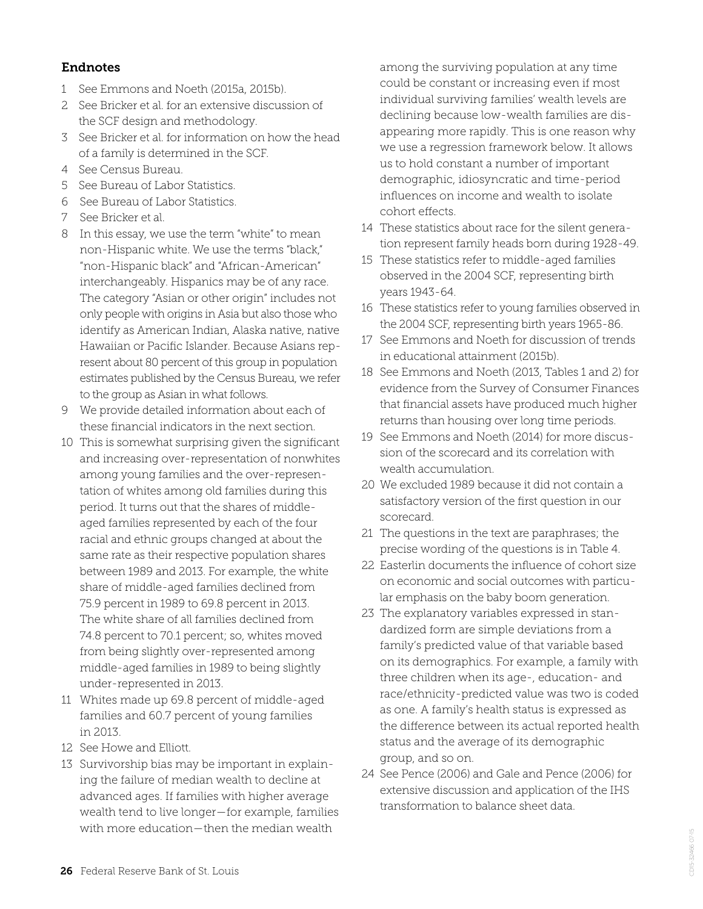## Endnotes

1. See Emmons and Noeth (2015a, 2015b).
2. See Bricker et al. for an extensive discussion of the SCF design and methodology.
3. See Bricker et al. for information on how the head of a family is determined in the SCF.
4. See Census Bureau.
5. See Bureau of Labor Statistics.
6. See Bureau of Labor Statistics.
7. See Bricker et al.
8. In this essay, we use the term "white" to mean non-Hispanic white. We use the terms "black," "non-Hispanic black" and "African-American" interchangeably. Hispanics may be of any race. The category "Asian or other origin" includes not only people with origins in Asia but also those who identify as American Indian, Alaska native, native Hawaiian or Pacific Islander. Because Asians represent about 80 percent of this group in population estimates published by the Census Bureau, we refer to the group as Asian in what follows.
9. We provide detailed information about each of these financial indicators in the next section.
10. This is somewhat surprising given the significant and increasing over-representation of nonwhites among young families and the over-representation of whites among old families during this period. It turns out that the shares of middle-aged families represented by each of the four racial and ethnic groups changed at about the same rate as their respective population shares between 1989 and 2013. For example, the white share of middle-aged families declined from 75.9 percent in 1989 to 69.8 percent in 2013. The white share of all families declined from 74.8 percent to 70.1 percent; so, whites moved from being slightly over-represented among middle-aged families in 1989 to being slightly under-represented in 2013.
11. Whites made up 69.8 percent of middle-aged families and 60.7 percent of young families in 2013.
12. See Howe and Elliott.
13. Survivorship bias may be important in explaining the failure of median wealth to decline at advanced ages. If families with higher average wealth tend to live longer—for example, families with more education—then the median wealth among the surviving population at any time could be constant or increasing even if most individual surviving families' wealth levels are declining because low-wealth families are disappearing more rapidly. This is one reason why we use a regression framework below. It allows us to hold constant a number of important demographic, idiosyncratic and time-period influences on income and wealth to isolate cohort effects.
14. These statistics about race for the silent generation represent family heads born during 1928-49.
15. These statistics refer to middle-aged families observed in the 2004 SCF, representing birth years 1943-64.
16. These statistics refer to young families observed in the 2004 SCF, representing birth years 1965-86.
17. See Emmons and Noeth for discussion of trends in educational attainment (2015b).
18. See Emmons and Noeth (2013, Tables 1 and 2) for evidence from the Survey of Consumer Finances that financial assets have produced much higher returns than housing over long time periods.
19. See Emmons and Noeth (2014) for more discussion of the scorecard and its correlation with wealth accumulation.
20. We excluded 1989 because it did not contain a satisfactory version of the first question in our scorecard.
21. The questions in the text are paraphrases; the precise wording of the questions is in Table 4.
22. Easterlin documents the influence of cohort size on economic and social outcomes with particular emphasis on the baby boom generation.
23. The explanatory variables expressed in standardized form are simple deviations from a family's predicted value of that variable based on its demographics. For example, a family with three children when its age-, education- and race/ethnicity-predicted value was two is coded as one. A family's health status is expressed as the difference between its actual reported health status and the average of its demographic group, and so on.
24. See Pence (2006) and Gale and Pence (2006) for extensive discussion and application of the IHS transformation to balance sheet data.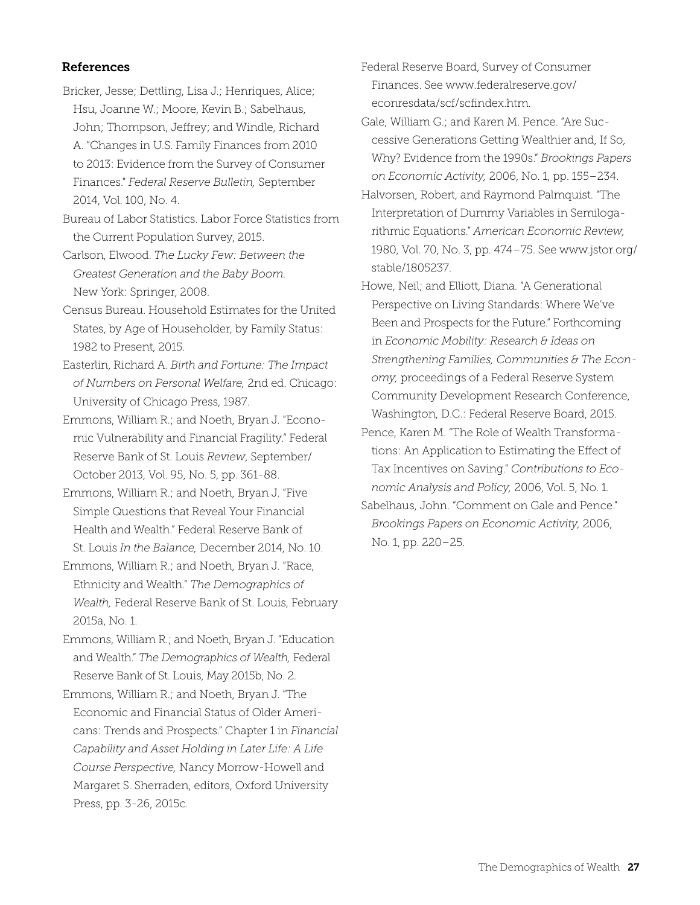## References

Bricker, Jesse; Dettling, Lisa J.; Henriques, Alice; Hsu, Joanne W.; Moore, Kevin B.; Sabelhaus, John; Thompson, Jeffrey; and Windle, Richard A. "Changes in U.S. Family Finances from 2010 to 2013: Evidence from the Survey of Consumer Finances." *Federal Reserve Bulletin,* September 2014, Vol. 100, No. 4.

Bureau of Labor Statistics. Labor Force Statistics from the Current Population Survey, 2015.

Carlson, Elwood. *The Lucky Few: Between the Greatest Generation and the Baby Boom.* New York: Springer, 2008.

Census Bureau. Household Estimates for the United States, by Age of Householder, by Family Status: 1982 to Present, 2015.

Easterlin, Richard A. *Birth and Fortune: The Impact of Numbers on Personal Welfare,* 2nd ed. Chicago: University of Chicago Press, 1987.

Emmons, William R.; and Noeth, Bryan J. "Economic Vulnerability and Financial Fragility." Federal Reserve Bank of St. Louis *Review*, September/October 2013, Vol. 95, No. 5, pp. 361-88.

Emmons, William R.; and Noeth, Bryan J. "Five Simple Questions that Reveal Your Financial Health and Wealth." Federal Reserve Bank of St. Louis *In the Balance,* December 2014, No. 10.

Emmons, William R.; and Noeth, Bryan J. "Race, Ethnicity and Wealth." *The Demographics of Wealth,* Federal Reserve Bank of St. Louis, February 2015a, No. 1.

Emmons, William R.; and Noeth, Bryan J. "Education and Wealth." *The Demographics of Wealth,* Federal Reserve Bank of St. Louis, May 2015b, No. 2.

Emmons, William R.; and Noeth, Bryan J. "The Economic and Financial Status of Older Americans: Trends and Prospects." Chapter 1 in *Financial Capability and Asset Holding in Later Life: A Life Course Perspective,* Nancy Morrow-Howell and Margaret S. Sherraden, editors, Oxford University Press, pp. 3-26, 2015c.

Federal Reserve Board, Survey of Consumer Finances. See www.federalreserve.gov/econresdata/scf/scfindex.htm.

Gale, William G.; and Karen M. Pence. "Are Successive Generations Getting Wealthier and, If So, Why? Evidence from the 1990s." *Brookings Papers on Economic Activity,* 2006, No. 1, pp. 155–234.

Halvorsen, Robert, and Raymond Palmquist. "The Interpretation of Dummy Variables in Semilogarithmic Equations." *American Economic Review,* 1980, Vol. 70, No. 3, pp. 474–75. See www.jstor.org/stable/1805237.

Howe, Neil; and Elliott, Diana. "A Generational Perspective on Living Standards: Where We've Been and Prospects for the Future." Forthcoming in *Economic Mobility: Research & Ideas on Strengthening Families, Communities & The Economy,* proceedings of a Federal Reserve System Community Development Research Conference, Washington, D.C.: Federal Reserve Board, 2015.

Pence, Karen M. "The Role of Wealth Transformations: An Application to Estimating the Effect of Tax Incentives on Saving." *Contributions to Economic Analysis and Policy,* 2006, Vol. 5, No. 1.

Sabelhaus, John. "Comment on Gale and Pence." *Brookings Papers on Economic Activity,* 2006, No. 1, pp. 220–25.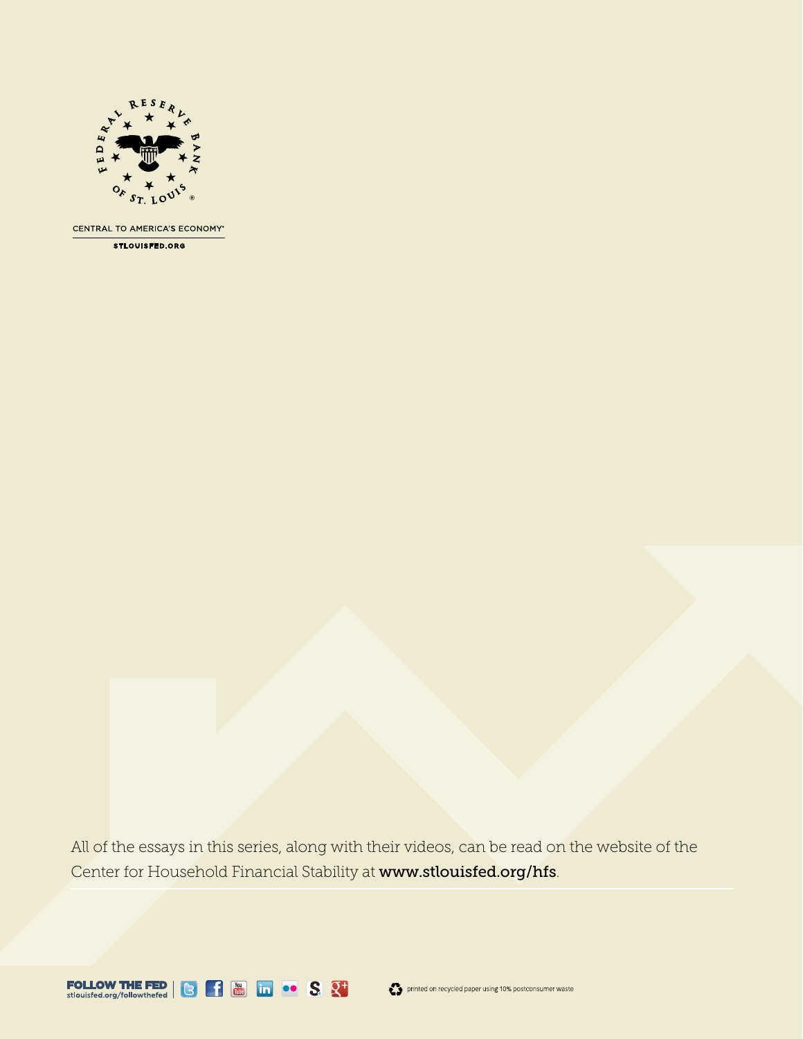FEDERAL RESERVE BANK OF ST. LOUIS

CENTRAL TO AMERICA'S ECONOMY®

STLOUISFED.ORG

All of the essays in this series, along with their videos, can be read on the website of the Center for Household Financial Stability at **www.stlouisfed.org/hfs**.

**FOLLOW THE FED**
stlouisfed.org/followthefed

printed on recycled paper using 10% postconsumer waste